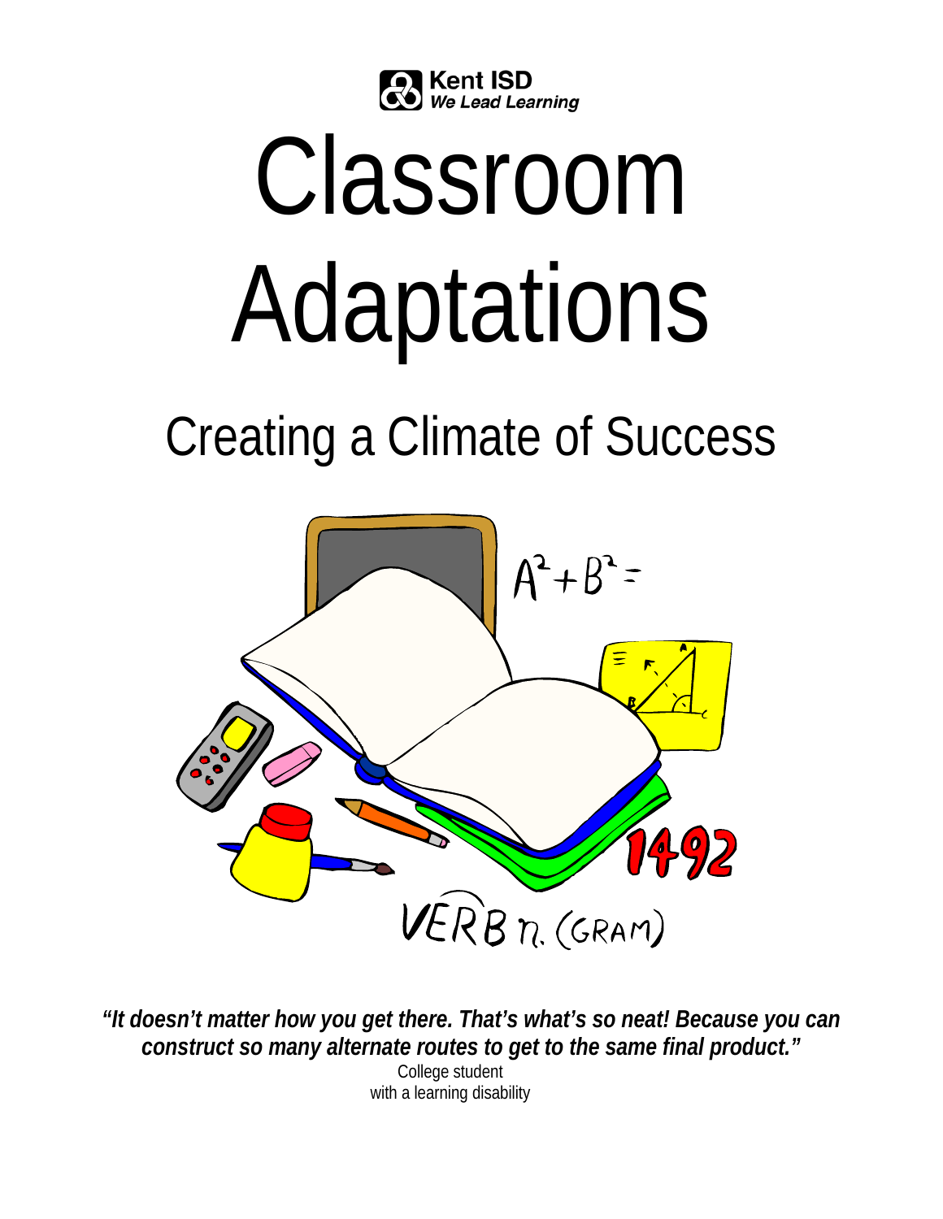Kent ISD
*We Lead Learning*

# Classroom Adaptations

## Creating a Climate of Success

***"It doesn't matter how you get there. That's what's so neat! Because you can construct so many alternate routes to get to the same final product."***

College student
with a learning disability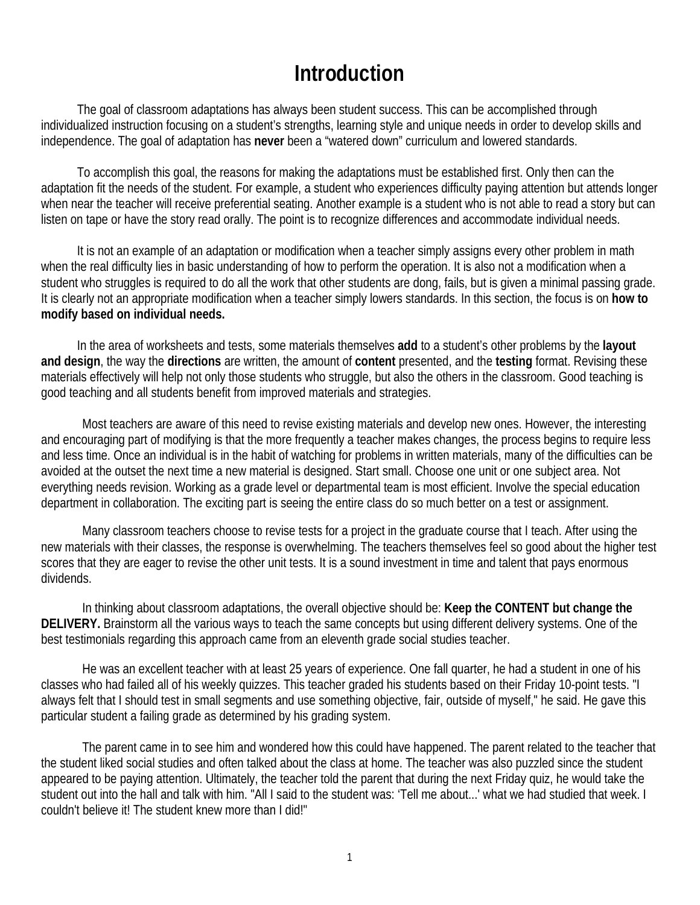# Introduction

The goal of classroom adaptations has always been student success. This can be accomplished through individualized instruction focusing on a student's strengths, learning style and unique needs in order to develop skills and independence. The goal of adaptation has **never** been a "watered down" curriculum and lowered standards.

To accomplish this goal, the reasons for making the adaptations must be established first. Only then can the adaptation fit the needs of the student. For example, a student who experiences difficulty paying attention but attends longer when near the teacher will receive preferential seating. Another example is a student who is not able to read a story but can listen on tape or have the story read orally. The point is to recognize differences and accommodate individual needs.

It is not an example of an adaptation or modification when a teacher simply assigns every other problem in math when the real difficulty lies in basic understanding of how to perform the operation. It is also not a modification when a student who struggles is required to do all the work that other students are dong, fails, but is given a minimal passing grade. It is clearly not an appropriate modification when a teacher simply lowers standards. In this section, the focus is on **how to modify based on individual needs.**

In the area of worksheets and tests, some materials themselves **add** to a student's other problems by the **layout and design**, the way the **directions** are written, the amount of **content** presented, and the **testing** format. Revising these materials effectively will help not only those students who struggle, but also the others in the classroom. Good teaching is good teaching and all students benefit from improved materials and strategies.

Most teachers are aware of this need to revise existing materials and develop new ones. However, the interesting and encouraging part of modifying is that the more frequently a teacher makes changes, the process begins to require less and less time. Once an individual is in the habit of watching for problems in written materials, many of the difficulties can be avoided at the outset the next time a new material is designed. Start small. Choose one unit or one subject area. Not everything needs revision. Working as a grade level or departmental team is most efficient. Involve the special education department in collaboration. The exciting part is seeing the entire class do so much better on a test or assignment.

Many classroom teachers choose to revise tests for a project in the graduate course that I teach. After using the new materials with their classes, the response is overwhelming. The teachers themselves feel so good about the higher test scores that they are eager to revise the other unit tests. It is a sound investment in time and talent that pays enormous dividends.

In thinking about classroom adaptations, the overall objective should be: **Keep the CONTENT but change the DELIVERY.** Brainstorm all the various ways to teach the same concepts but using different delivery systems. One of the best testimonials regarding this approach came from an eleventh grade social studies teacher.

He was an excellent teacher with at least 25 years of experience. One fall quarter, he had a student in one of his classes who had failed all of his weekly quizzes. This teacher graded his students based on their Friday 10-point tests. "I always felt that I should test in small segments and use something objective, fair, outside of myself," he said. He gave this particular student a failing grade as determined by his grading system.

The parent came in to see him and wondered how this could have happened. The parent related to the teacher that the student liked social studies and often talked about the class at home. The teacher was also puzzled since the student appeared to be paying attention. Ultimately, the teacher told the parent that during the next Friday quiz, he would take the student out into the hall and talk with him. "All I said to the student was: 'Tell me about...' what we had studied that week. I couldn't believe it! The student knew more than I did!"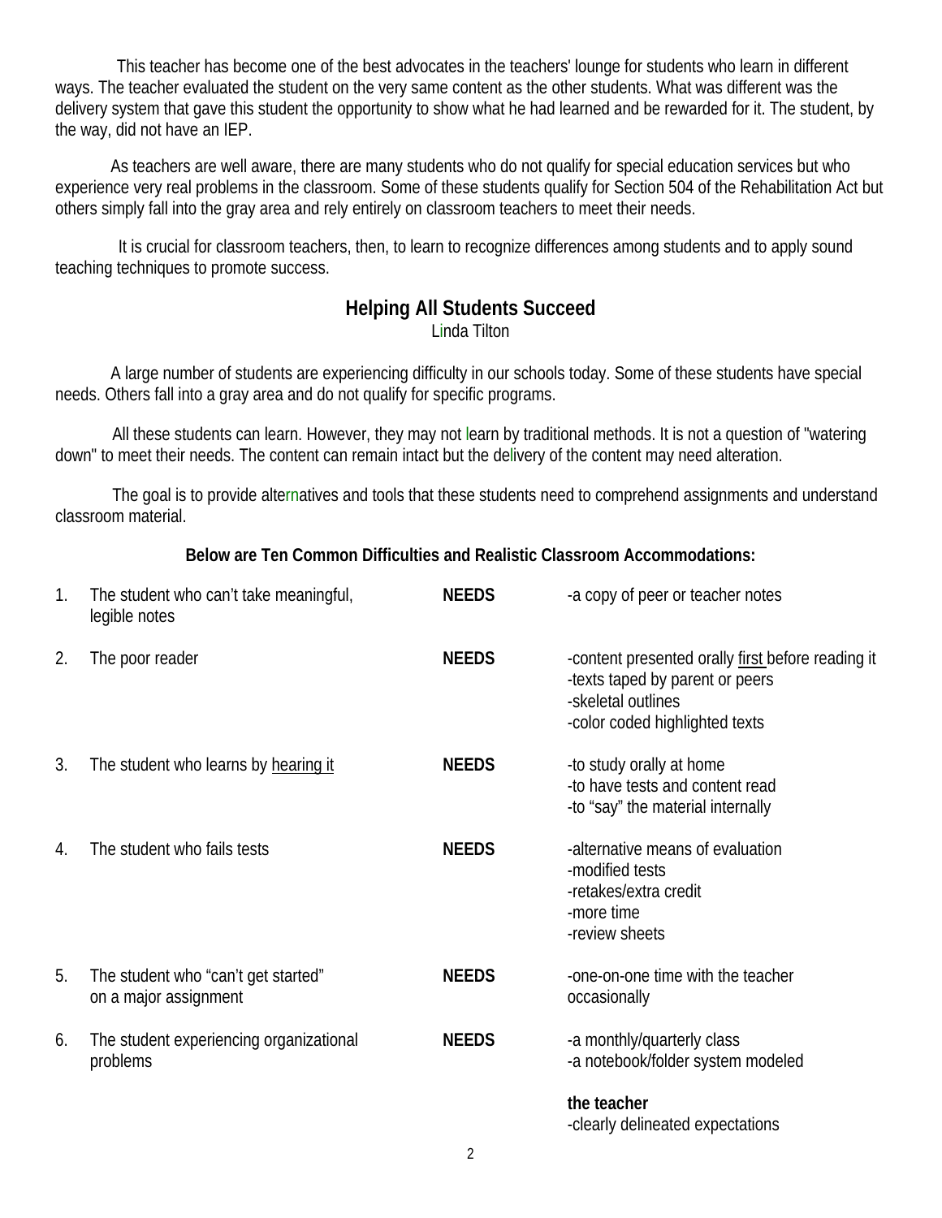This teacher has become one of the best advocates in the teachers' lounge for students who learn in different ways. The teacher evaluated the student on the very same content as the other students. What was different was the delivery system that gave this student the opportunity to show what he had learned and be rewarded for it. The student, by the way, did not have an IEP.

As teachers are well aware, there are many students who do not qualify for special education services but who experience very real problems in the classroom. Some of these students qualify for Section 504 of the Rehabilitation Act but others simply fall into the gray area and rely entirely on classroom teachers to meet their needs.

It is crucial for classroom teachers, then, to learn to recognize differences among students and to apply sound teaching techniques to promote success.

## Helping All Students Succeed

Linda Tilton

A large number of students are experiencing difficulty in our schools today. Some of these students have special needs. Others fall into a gray area and do not qualify for specific programs.

All these students can learn. However, they may not learn by traditional methods. It is not a question of "watering down" to meet their needs. The content can remain intact but the delivery of the content may need alteration.

The goal is to provide alternatives and tools that these students need to comprehend assignments and understand classroom material.

**Below are Ten Common Difficulties and Realistic Classroom Accommodations:**

| | | | |
|---|---|---|---|
| 1. | The student who can't take meaningful, legible notes | **NEEDS** | -a copy of peer or teacher notes |
| 2. | The poor reader | **NEEDS** | -content presented orally first before reading it<br>-texts taped by parent or peers<br>-skeletal outlines<br>-color coded highlighted texts |
| 3. | The student who learns by hearing it | **NEEDS** | -to study orally at home<br>-to have tests and content read<br>-to "say" the material internally |
| 4. | The student who fails tests | **NEEDS** | -alternative means of evaluation<br>-modified tests<br>-retakes/extra credit<br>-more time<br>-review sheets |
| 5. | The student who "can't get started" on a major assignment | **NEEDS** | -one-on-one time with the teacher occasionally |
| 6. | The student experiencing organizational problems | **NEEDS** | -a monthly/quarterly class<br>-a notebook/folder system modeled<br><br>**the teacher**<br>-clearly delineated expectations |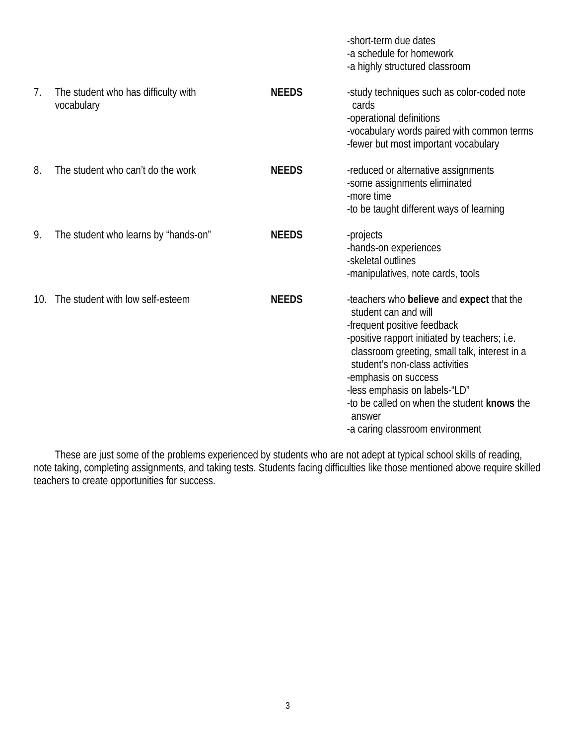| | | | |
|---|---|---|---|
| | | | -short-term due dates<br>-a schedule for homework<br>-a highly structured classroom |
| 7. | The student who has difficulty with vocabulary | **NEEDS** | -study techniques such as color-coded note cards<br>-operational definitions<br>-vocabulary words paired with common terms<br>-fewer but most important vocabulary |
| 8. | The student who can't do the work | **NEEDS** | -reduced or alternative assignments<br>-some assignments eliminated<br>-more time<br>-to be taught different ways of learning |
| 9. | The student who learns by "hands-on" | **NEEDS** | -projects<br>-hands-on experiences<br>-skeletal outlines<br>-manipulatives, note cards, tools |
| 10. | The student with low self-esteem | **NEEDS** | -teachers who **believe** and **expect** that the student can and will<br>-frequent positive feedback<br>-positive rapport initiated by teachers; i.e. classroom greeting, small talk, interest in a student's non-class activities<br>-emphasis on success<br>-less emphasis on labels-"LD"<br>-to be called on when the student **knows** the answer<br>-a caring classroom environment |

These are just some of the problems experienced by students who are not adept at typical school skills of reading, note taking, completing assignments, and taking tests. Students facing difficulties like those mentioned above require skilled teachers to create opportunities for success.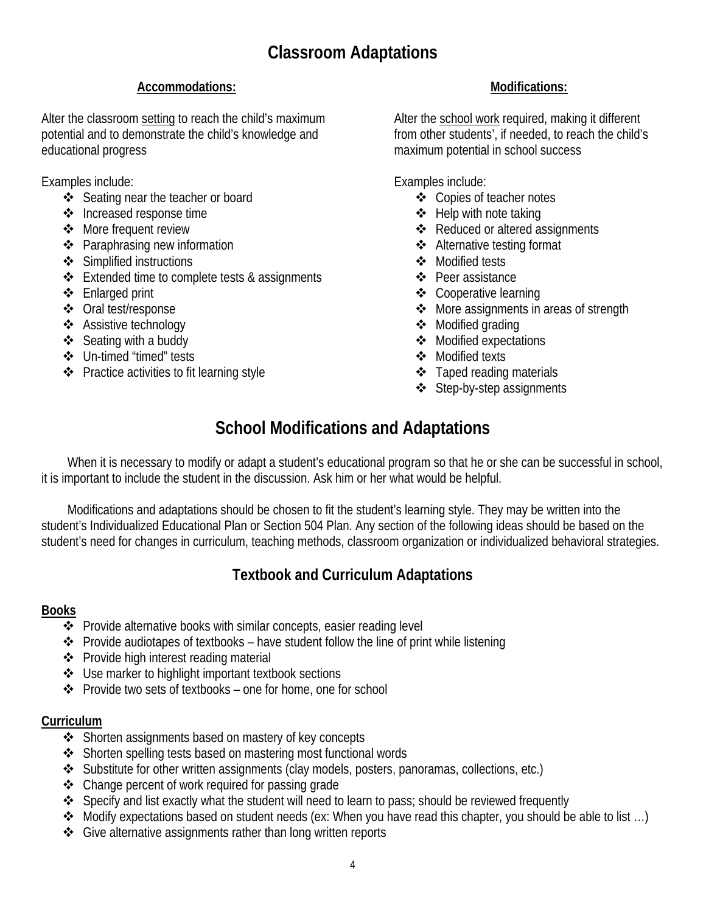# Classroom Adaptations

**Accommodations:**

Alter the classroom <u>setting</u> to reach the child's maximum potential and to demonstrate the child's knowledge and educational progress

Examples include:

- Seating near the teacher or board
- Increased response time
- More frequent review
- Paraphrasing new information
- Simplified instructions
- Extended time to complete tests & assignments
- Enlarged print
- Oral test/response
- Assistive technology
- Seating with a buddy
- Un-timed "timed" tests
- Practice activities to fit learning style

**Modifications:**

Alter the <u>school work</u> required, making it different from other students', if needed, to reach the child's maximum potential in school success

Examples include:

- Copies of teacher notes
- Help with note taking
- Reduced or altered assignments
- Alternative testing format
- Modified tests
- Peer assistance
- Cooperative learning
- More assignments in areas of strength
- Modified grading
- Modified expectations
- Modified texts
- Taped reading materials
- Step-by-step assignments

# School Modifications and Adaptations

When it is necessary to modify or adapt a student's educational program so that he or she can be successful in school, it is important to include the student in the discussion. Ask him or her what would be helpful.

Modifications and adaptations should be chosen to fit the student's learning style. They may be written into the student's Individualized Educational Plan or Section 504 Plan. Any section of the following ideas should be based on the student's need for changes in curriculum, teaching methods, classroom organization or individualized behavioral strategies.

## Textbook and Curriculum Adaptations

**Books**

- Provide alternative books with similar concepts, easier reading level
- Provide audiotapes of textbooks – have student follow the line of print while listening
- Provide high interest reading material
- Use marker to highlight important textbook sections
- Provide two sets of textbooks – one for home, one for school

**Curriculum**

- Shorten assignments based on mastery of key concepts
- Shorten spelling tests based on mastering most functional words
- Substitute for other written assignments (clay models, posters, panoramas, collections, etc.)
- Change percent of work required for passing grade
- Specify and list exactly what the student will need to learn to pass; should be reviewed frequently
- Modify expectations based on student needs (ex: When you have read this chapter, you should be able to list …)
- Give alternative assignments rather than long written reports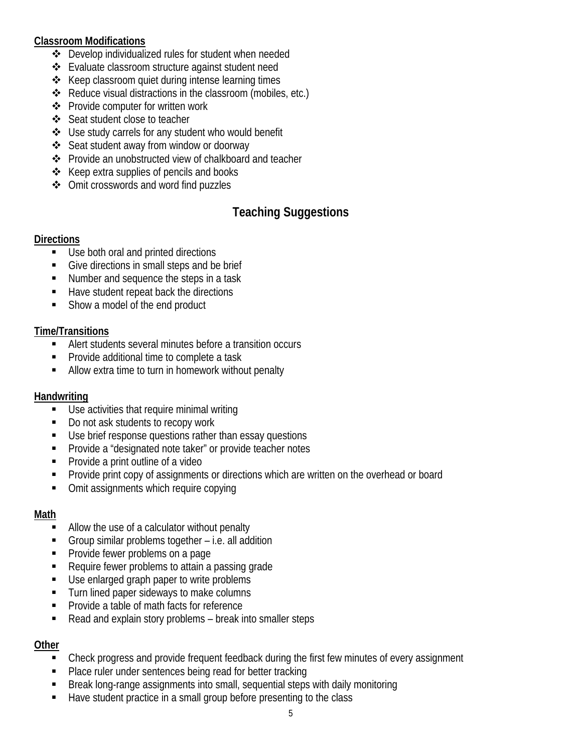**Classroom Modifications**

- Develop individualized rules for student when needed
- Evaluate classroom structure against student need
- Keep classroom quiet during intense learning times
- Reduce visual distractions in the classroom (mobiles, etc.)
- Provide computer for written work
- Seat student close to teacher
- Use study carrels for any student who would benefit
- Seat student away from window or doorway
- Provide an unobstructed view of chalkboard and teacher
- Keep extra supplies of pencils and books
- Omit crosswords and word find puzzles

## Teaching Suggestions

**Directions**

- Use both oral and printed directions
- Give directions in small steps and be brief
- Number and sequence the steps in a task
- Have student repeat back the directions
- Show a model of the end product

**Time/Transitions**

- Alert students several minutes before a transition occurs
- Provide additional time to complete a task
- Allow extra time to turn in homework without penalty

**Handwriting**

- Use activities that require minimal writing
- Do not ask students to recopy work
- Use brief response questions rather than essay questions
- Provide a "designated note taker" or provide teacher notes
- Provide a print outline of a video
- Provide print copy of assignments or directions which are written on the overhead or board
- Omit assignments which require copying

**Math**

- Allow the use of a calculator without penalty
- Group similar problems together – i.e. all addition
- Provide fewer problems on a page
- Require fewer problems to attain a passing grade
- Use enlarged graph paper to write problems
- Turn lined paper sideways to make columns
- Provide a table of math facts for reference
- Read and explain story problems – break into smaller steps

**Other**

- Check progress and provide frequent feedback during the first few minutes of every assignment
- Place ruler under sentences being read for better tracking
- Break long-range assignments into small, sequential steps with daily monitoring
- Have student practice in a small group before presenting to the class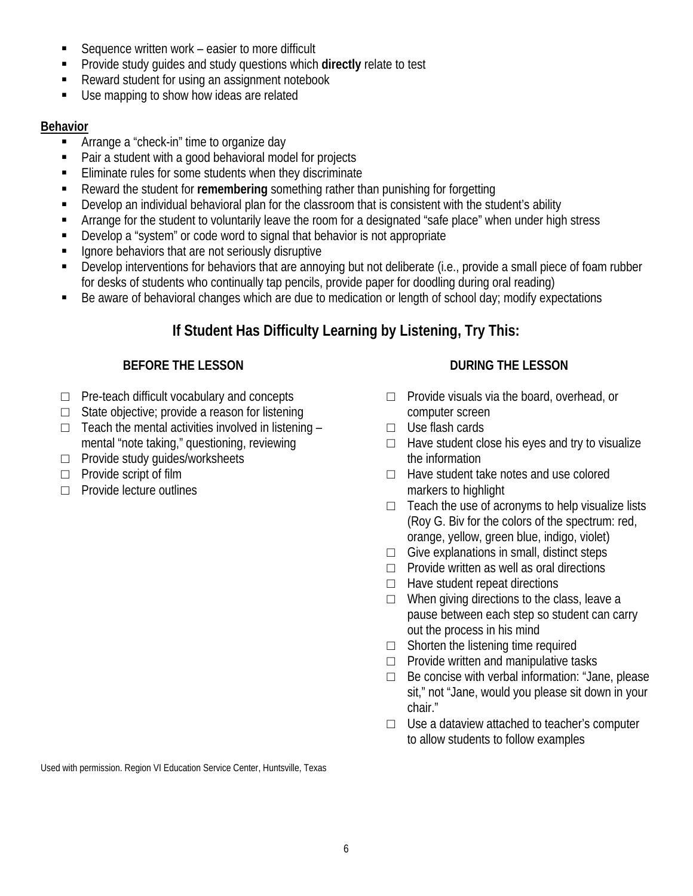- Sequence written work – easier to more difficult
- Provide study guides and study questions which **directly** relate to test
- Reward student for using an assignment notebook
- Use mapping to show how ideas are related

**Behavior**

- Arrange a "check-in" time to organize day
- Pair a student with a good behavioral model for projects
- Eliminate rules for some students when they discriminate
- Reward the student for **remembering** something rather than punishing for forgetting
- Develop an individual behavioral plan for the classroom that is consistent with the student's ability
- Arrange for the student to voluntarily leave the room for a designated "safe place" when under high stress
- Develop a "system" or code word to signal that behavior is not appropriate
- Ignore behaviors that are not seriously disruptive
- Develop interventions for behaviors that are annoying but not deliberate (i.e., provide a small piece of foam rubber for desks of students who continually tap pencils, provide paper for doodling during oral reading)
- Be aware of behavioral changes which are due to medication or length of school day; modify expectations

## If Student Has Difficulty Learning by Listening, Try This:

### BEFORE THE LESSON

- □ Pre-teach difficult vocabulary and concepts
- □ State objective; provide a reason for listening
- □ Teach the mental activities involved in listening – mental "note taking," questioning, reviewing
- □ Provide study guides/worksheets
- □ Provide script of film
- □ Provide lecture outlines

### DURING THE LESSON

- □ Provide visuals via the board, overhead, or computer screen
- □ Use flash cards
- □ Have student close his eyes and try to visualize the information
- □ Have student take notes and use colored markers to highlight
- □ Teach the use of acronyms to help visualize lists (Roy G. Biv for the colors of the spectrum: red, orange, yellow, green blue, indigo, violet)
- □ Give explanations in small, distinct steps
- □ Provide written as well as oral directions
- □ Have student repeat directions
- □ When giving directions to the class, leave a pause between each step so student can carry out the process in his mind
- □ Shorten the listening time required
- □ Provide written and manipulative tasks
- □ Be concise with verbal information: "Jane, please sit," not "Jane, would you please sit down in your chair."
- □ Use a dataview attached to teacher's computer to allow students to follow examples

Used with permission. Region VI Education Service Center, Huntsville, Texas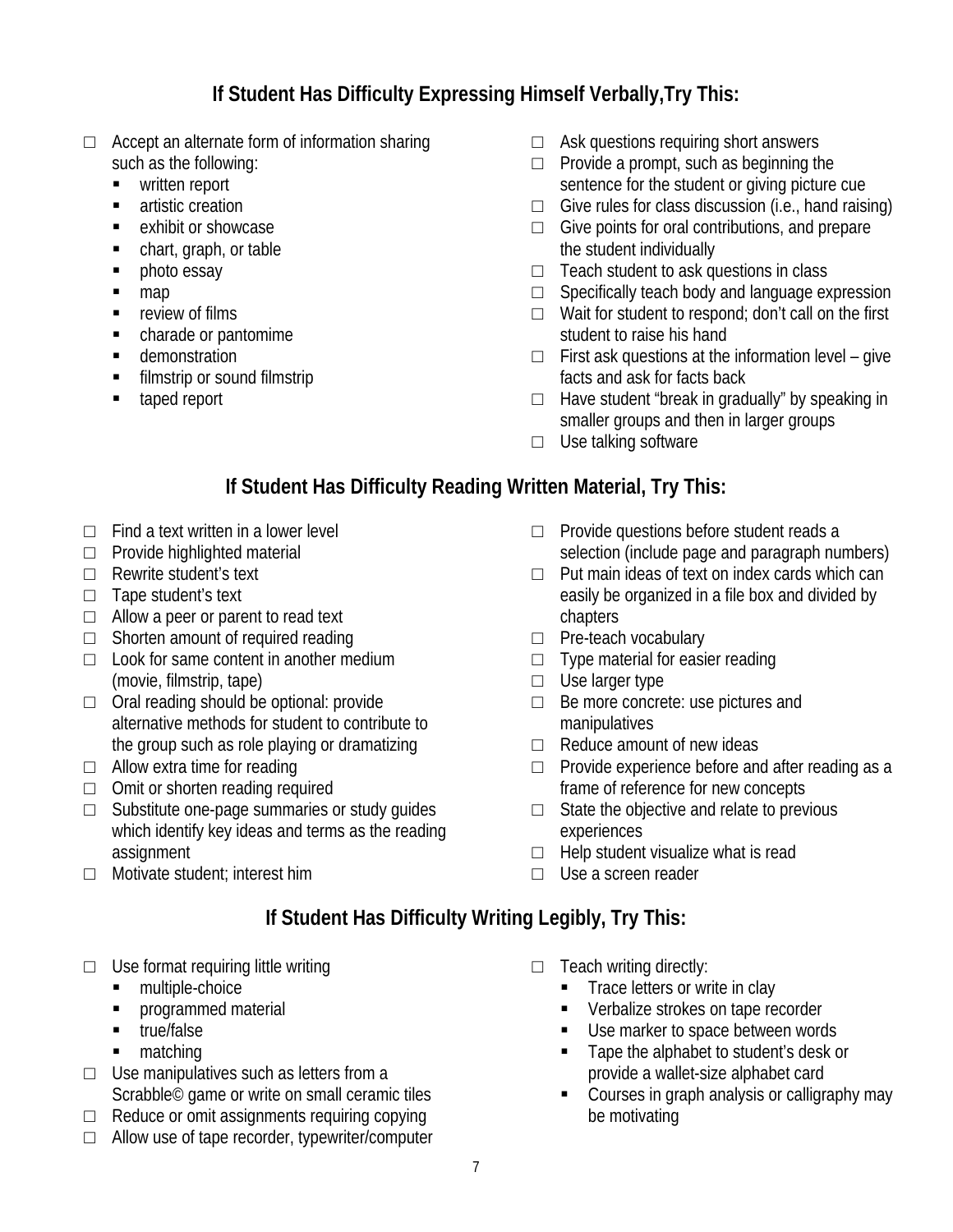## If Student Has Difficulty Expressing Himself Verbally,Try This:

- □ Accept an alternate form of information sharing such as the following:
  - written report
  - artistic creation
  - exhibit or showcase
  - chart, graph, or table
  - photo essay
  - map
  - review of films
  - charade or pantomime
  - demonstration
  - filmstrip or sound filmstrip
  - taped report
- □ Ask questions requiring short answers
- □ Provide a prompt, such as beginning the sentence for the student or giving picture cue
- □ Give rules for class discussion (i.e., hand raising)
- □ Give points for oral contributions, and prepare the student individually
- □ Teach student to ask questions in class
- □ Specifically teach body and language expression
- □ Wait for student to respond; don't call on the first student to raise his hand
- □ First ask questions at the information level – give facts and ask for facts back
- □ Have student "break in gradually" by speaking in smaller groups and then in larger groups
- □ Use talking software

## If Student Has Difficulty Reading Written Material, Try This:

- □ Find a text written in a lower level
- □ Provide highlighted material
- □ Rewrite student's text
- □ Tape student's text
- □ Allow a peer or parent to read text
- □ Shorten amount of required reading
- □ Look for same content in another medium (movie, filmstrip, tape)
- □ Oral reading should be optional: provide alternative methods for student to contribute to the group such as role playing or dramatizing
- □ Allow extra time for reading
- □ Omit or shorten reading required
- □ Substitute one-page summaries or study guides which identify key ideas and terms as the reading assignment
- □ Motivate student; interest him
- □ Provide questions before student reads a selection (include page and paragraph numbers)
- □ Put main ideas of text on index cards which can easily be organized in a file box and divided by chapters
- □ Pre-teach vocabulary
- □ Type material for easier reading
- □ Use larger type
- □ Be more concrete: use pictures and manipulatives
- □ Reduce amount of new ideas
- □ Provide experience before and after reading as a frame of reference for new concepts
- □ State the objective and relate to previous experiences
- □ Help student visualize what is read
- □ Use a screen reader

## If Student Has Difficulty Writing Legibly, Try This:

- □ Use format requiring little writing
  - multiple-choice
  - programmed material
  - true/false
  - matching
- □ Use manipulatives such as letters from a Scrabble© game or write on small ceramic tiles
- □ Reduce or omit assignments requiring copying
- □ Allow use of tape recorder, typewriter/computer
- □ Teach writing directly:
  - Trace letters or write in clay
  - Verbalize strokes on tape recorder
  - Use marker to space between words
  - Tape the alphabet to student's desk or provide a wallet-size alphabet card
  - Courses in graph analysis or calligraphy may be motivating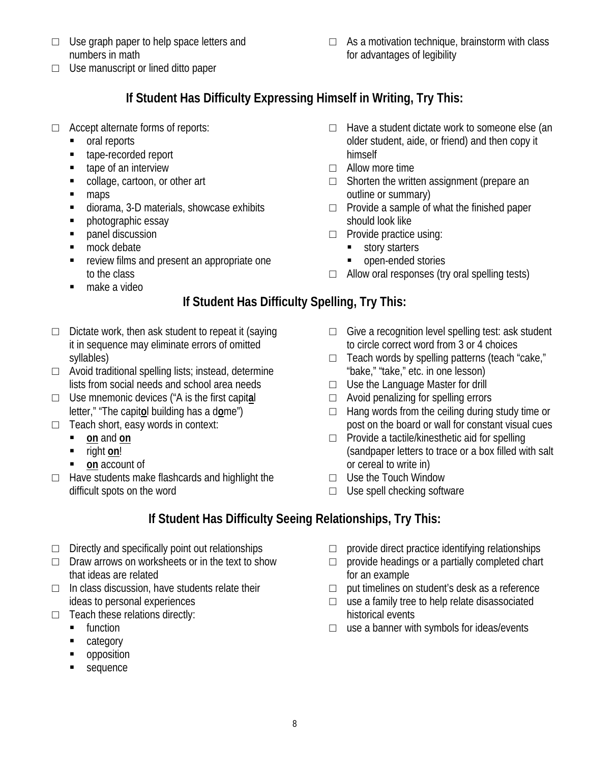- ☐ Use graph paper to help space letters and numbers in math
- ☐ Use manuscript or lined ditto paper
- ☐ As a motivation technique, brainstorm with class for advantages of legibility

## If Student Has Difficulty Expressing Himself in Writing, Try This:

- ☐ Accept alternate forms of reports:
  - oral reports
  - tape-recorded report
  - tape of an interview
  - collage, cartoon, or other art
  - maps
  - diorama, 3-D materials, showcase exhibits
  - photographic essay
  - panel discussion
  - mock debate
  - review films and present an appropriate one to the class
  - make a video
- ☐ Have a student dictate work to someone else (an older student, aide, or friend) and then copy it himself
- ☐ Allow more time
- ☐ Shorten the written assignment (prepare an outline or summary)
- ☐ Provide a sample of what the finished paper should look like
- ☐ Provide practice using:
  - story starters
  - open-ended stories
- ☐ Allow oral responses (try oral spelling tests)

## If Student Has Difficulty Spelling, Try This:

- ☐ Dictate work, then ask student to repeat it (saying it in sequence may eliminate errors of omitted syllables)
- ☐ Avoid traditional spelling lists; instead, determine lists from social needs and school area needs
- ☐ Use mnemonic devices ("A is the first capit**a**l letter," "The capit**o**l building has a d**o**me")
- ☐ Teach short, easy words in context:
  - **on** and **on**
  - right **on**!
  - **on** account of
- ☐ Have students make flashcards and highlight the difficult spots on the word
- ☐ Give a recognition level spelling test: ask student to circle correct word from 3 or 4 choices
- ☐ Teach words by spelling patterns (teach "cake," "bake," "take," etc. in one lesson)
- ☐ Use the Language Master for drill
- ☐ Avoid penalizing for spelling errors
- ☐ Hang words from the ceiling during study time or post on the board or wall for constant visual cues
- ☐ Provide a tactile/kinesthetic aid for spelling (sandpaper letters to trace or a box filled with salt or cereal to write in)
- ☐ Use the Touch Window
- ☐ Use spell checking software

## If Student Has Difficulty Seeing Relationships, Try This:

- ☐ Directly and specifically point out relationships
- ☐ Draw arrows on worksheets or in the text to show that ideas are related
- ☐ In class discussion, have students relate their ideas to personal experiences
- ☐ Teach these relations directly:
  - function
  - category
  - opposition
  - sequence
- ☐ provide direct practice identifying relationships
- ☐ provide headings or a partially completed chart for an example
- ☐ put timelines on student's desk as a reference
- ☐ use a family tree to help relate disassociated historical events
- ☐ use a banner with symbols for ideas/events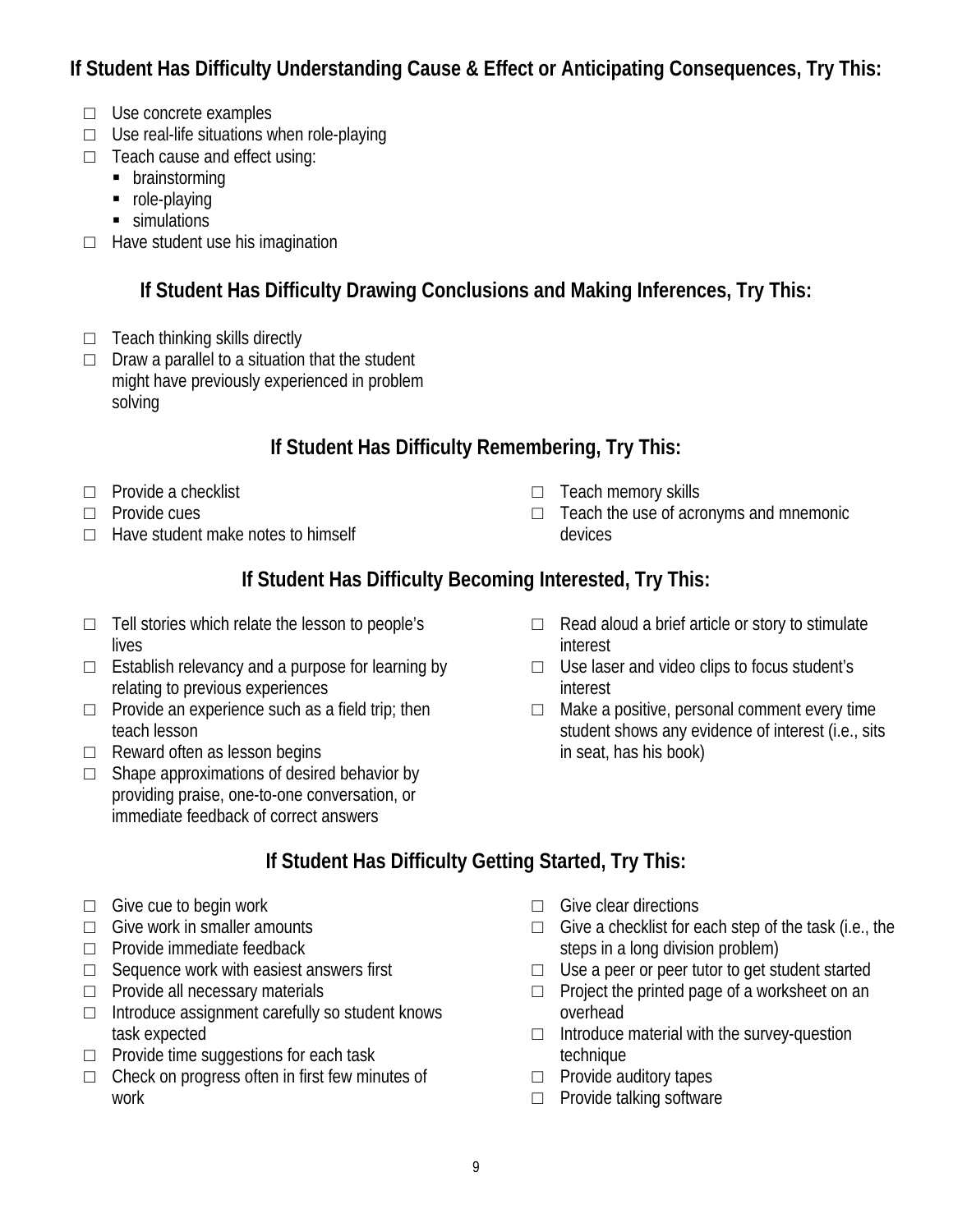## If Student Has Difficulty Understanding Cause & Effect or Anticipating Consequences, Try This:

- ☐ Use concrete examples
- ☐ Use real-life situations when role-playing
- ☐ Teach cause and effect using:
  - brainstorming
  - role-playing
  - simulations
- ☐ Have student use his imagination

## If Student Has Difficulty Drawing Conclusions and Making Inferences, Try This:

- ☐ Teach thinking skills directly
- ☐ Draw a parallel to a situation that the student might have previously experienced in problem solving

## If Student Has Difficulty Remembering, Try This:

- ☐ Provide a checklist
- ☐ Provide cues
- ☐ Have student make notes to himself
- ☐ Teach memory skills
- ☐ Teach the use of acronyms and mnemonic devices

## If Student Has Difficulty Becoming Interested, Try This:

- ☐ Tell stories which relate the lesson to people's lives
- ☐ Establish relevancy and a purpose for learning by relating to previous experiences
- ☐ Provide an experience such as a field trip; then teach lesson
- ☐ Reward often as lesson begins
- ☐ Shape approximations of desired behavior by providing praise, one-to-one conversation, or immediate feedback of correct answers
- ☐ Read aloud a brief article or story to stimulate interest
- ☐ Use laser and video clips to focus student's interest
- ☐ Make a positive, personal comment every time student shows any evidence of interest (i.e., sits in seat, has his book)

## If Student Has Difficulty Getting Started, Try This:

- ☐ Give cue to begin work
- ☐ Give work in smaller amounts
- ☐ Provide immediate feedback
- ☐ Sequence work with easiest answers first
- ☐ Provide all necessary materials
- ☐ Introduce assignment carefully so student knows task expected
- ☐ Provide time suggestions for each task
- ☐ Check on progress often in first few minutes of work
- ☐ Give clear directions
- ☐ Give a checklist for each step of the task (i.e., the steps in a long division problem)
- ☐ Use a peer or peer tutor to get student started
- ☐ Project the printed page of a worksheet on an overhead
- ☐ Introduce material with the survey-question technique
- ☐ Provide auditory tapes
- ☐ Provide talking software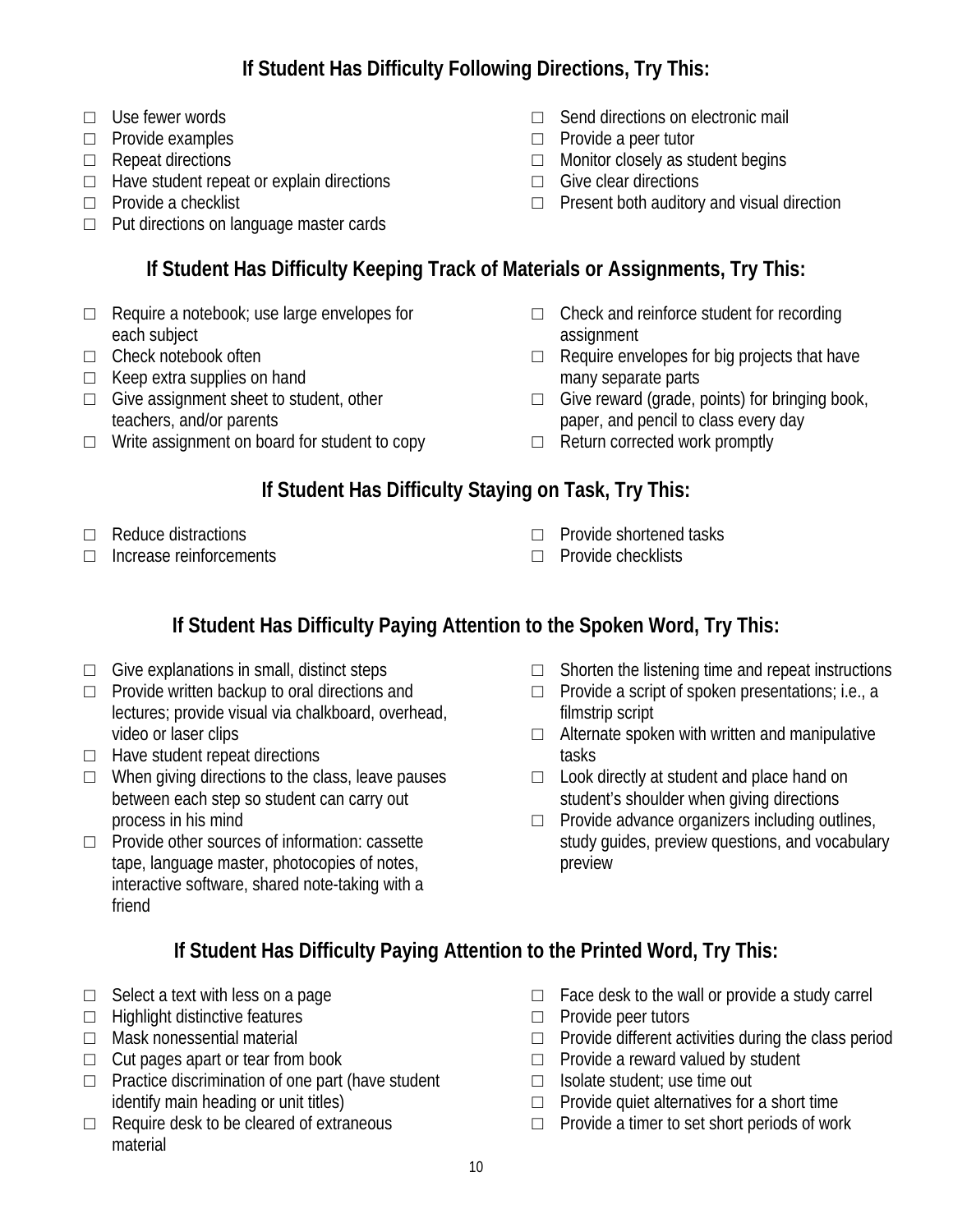## If Student Has Difficulty Following Directions, Try This:

- ☐ Use fewer words
- ☐ Provide examples
- ☐ Repeat directions
- ☐ Have student repeat or explain directions
- ☐ Provide a checklist
- ☐ Put directions on language master cards
- ☐ Send directions on electronic mail
- ☐ Provide a peer tutor
- ☐ Monitor closely as student begins
- ☐ Give clear directions
- ☐ Present both auditory and visual direction

## If Student Has Difficulty Keeping Track of Materials or Assignments, Try This:

- ☐ Require a notebook; use large envelopes for each subject
- ☐ Check notebook often
- ☐ Keep extra supplies on hand
- ☐ Give assignment sheet to student, other teachers, and/or parents
- ☐ Write assignment on board for student to copy
- ☐ Check and reinforce student for recording assignment
- ☐ Require envelopes for big projects that have many separate parts
- ☐ Give reward (grade, points) for bringing book, paper, and pencil to class every day
- ☐ Return corrected work promptly

## If Student Has Difficulty Staying on Task, Try This:

- ☐ Reduce distractions
- ☐ Increase reinforcements
- ☐ Provide shortened tasks
- ☐ Provide checklists

## If Student Has Difficulty Paying Attention to the Spoken Word, Try This:

- ☐ Give explanations in small, distinct steps
- ☐ Provide written backup to oral directions and lectures; provide visual via chalkboard, overhead, video or laser clips
- ☐ Have student repeat directions
- ☐ When giving directions to the class, leave pauses between each step so student can carry out process in his mind
- ☐ Provide other sources of information: cassette tape, language master, photocopies of notes, interactive software, shared note-taking with a friend
- ☐ Shorten the listening time and repeat instructions
- ☐ Provide a script of spoken presentations; i.e., a filmstrip script
- ☐ Alternate spoken with written and manipulative tasks
- ☐ Look directly at student and place hand on student's shoulder when giving directions
- ☐ Provide advance organizers including outlines, study guides, preview questions, and vocabulary preview

## If Student Has Difficulty Paying Attention to the Printed Word, Try This:

- ☐ Select a text with less on a page
- ☐ Highlight distinctive features
- ☐ Mask nonessential material
- ☐ Cut pages apart or tear from book
- ☐ Practice discrimination of one part (have student identify main heading or unit titles)
- ☐ Require desk to be cleared of extraneous material
- ☐ Face desk to the wall or provide a study carrel
- ☐ Provide peer tutors
- ☐ Provide different activities during the class period
- ☐ Provide a reward valued by student
- ☐ Isolate student; use time out
- ☐ Provide quiet alternatives for a short time
- ☐ Provide a timer to set short periods of work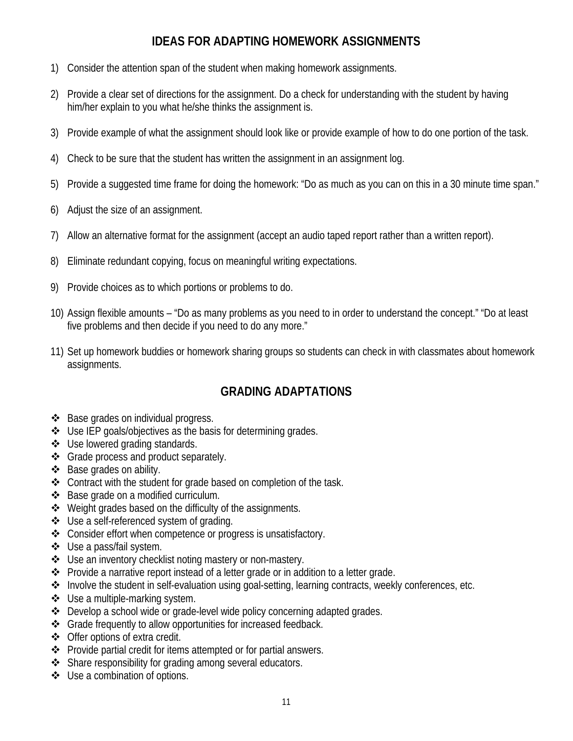## IDEAS FOR ADAPTING HOMEWORK ASSIGNMENTS

1) Consider the attention span of the student when making homework assignments.
2) Provide a clear set of directions for the assignment. Do a check for understanding with the student by having him/her explain to you what he/she thinks the assignment is.
3) Provide example of what the assignment should look like or provide example of how to do one portion of the task.
4) Check to be sure that the student has written the assignment in an assignment log.
5) Provide a suggested time frame for doing the homework: "Do as much as you can on this in a 30 minute time span."
6) Adjust the size of an assignment.
7) Allow an alternative format for the assignment (accept an audio taped report rather than a written report).
8) Eliminate redundant copying, focus on meaningful writing expectations.
9) Provide choices as to which portions or problems to do.
10) Assign flexible amounts – "Do as many problems as you need to in order to understand the concept." "Do at least five problems and then decide if you need to do any more."
11) Set up homework buddies or homework sharing groups so students can check in with classmates about homework assignments.

## GRADING ADAPTATIONS

- Base grades on individual progress.
- Use IEP goals/objectives as the basis for determining grades.
- Use lowered grading standards.
- Grade process and product separately.
- Base grades on ability.
- Contract with the student for grade based on completion of the task.
- Base grade on a modified curriculum.
- Weight grades based on the difficulty of the assignments.
- Use a self-referenced system of grading.
- Consider effort when competence or progress is unsatisfactory.
- Use a pass/fail system.
- Use an inventory checklist noting mastery or non-mastery.
- Provide a narrative report instead of a letter grade or in addition to a letter grade.
- Involve the student in self-evaluation using goal-setting, learning contracts, weekly conferences, etc.
- Use a multiple-marking system.
- Develop a school wide or grade-level wide policy concerning adapted grades.
- Grade frequently to allow opportunities for increased feedback.
- Offer options of extra credit.
- Provide partial credit for items attempted or for partial answers.
- Share responsibility for grading among several educators.
- Use a combination of options.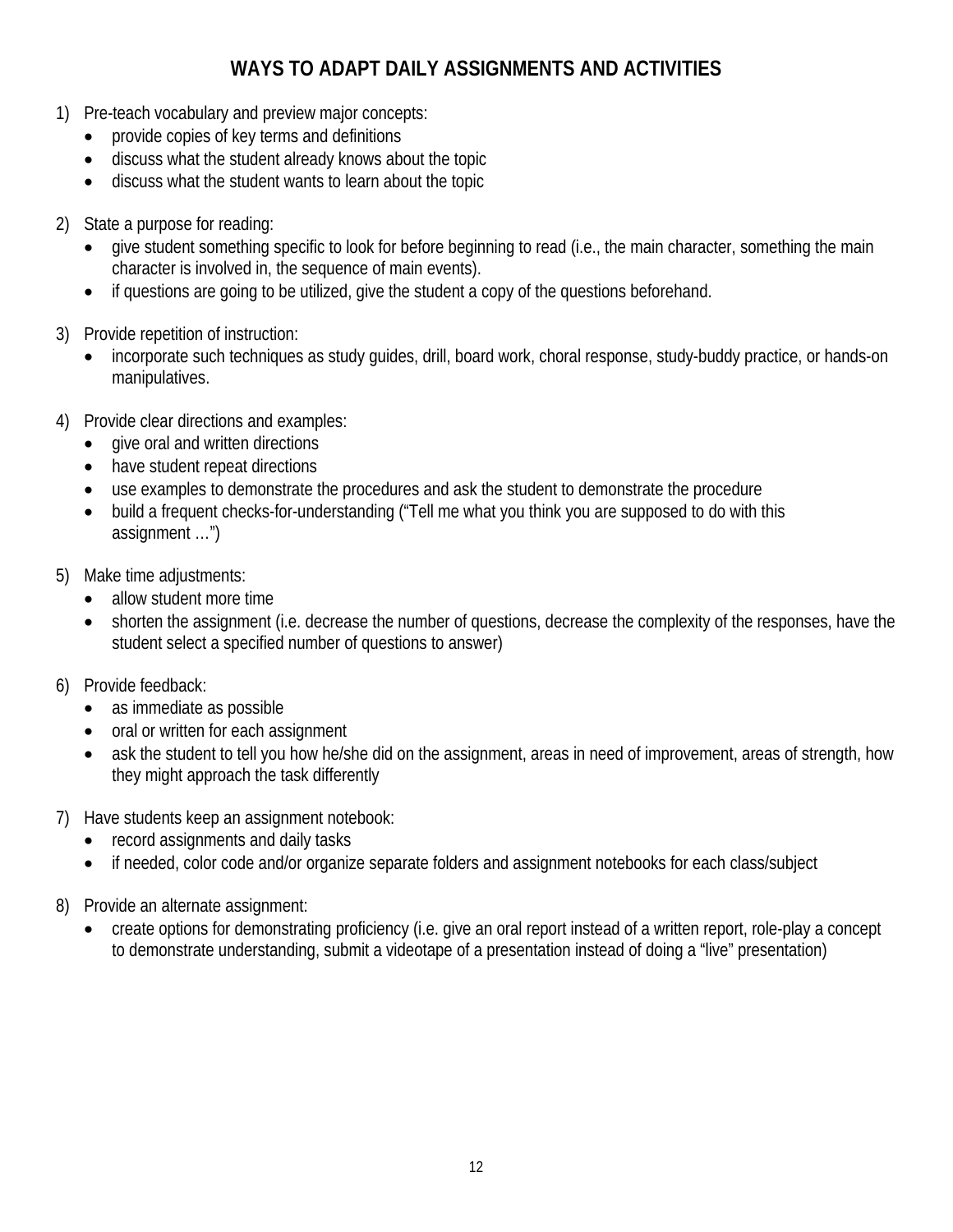# WAYS TO ADAPT DAILY ASSIGNMENTS AND ACTIVITIES

1) Pre-teach vocabulary and preview major concepts:
   - provide copies of key terms and definitions
   - discuss what the student already knows about the topic
   - discuss what the student wants to learn about the topic

2) State a purpose for reading:
   - give student something specific to look for before beginning to read (i.e., the main character, something the main character is involved in, the sequence of main events).
   - if questions are going to be utilized, give the student a copy of the questions beforehand.

3) Provide repetition of instruction:
   - incorporate such techniques as study guides, drill, board work, choral response, study-buddy practice, or hands-on manipulatives.

4) Provide clear directions and examples:
   - give oral and written directions
   - have student repeat directions
   - use examples to demonstrate the procedures and ask the student to demonstrate the procedure
   - build a frequent checks-for-understanding ("Tell me what you think you are supposed to do with this assignment …")

5) Make time adjustments:
   - allow student more time
   - shorten the assignment (i.e. decrease the number of questions, decrease the complexity of the responses, have the student select a specified number of questions to answer)

6) Provide feedback:
   - as immediate as possible
   - oral or written for each assignment
   - ask the student to tell you how he/she did on the assignment, areas in need of improvement, areas of strength, how they might approach the task differently

7) Have students keep an assignment notebook:
   - record assignments and daily tasks
   - if needed, color code and/or organize separate folders and assignment notebooks for each class/subject

8) Provide an alternate assignment:
   - create options for demonstrating proficiency (i.e. give an oral report instead of a written report, role-play a concept to demonstrate understanding, submit a videotape of a presentation instead of doing a "live" presentation)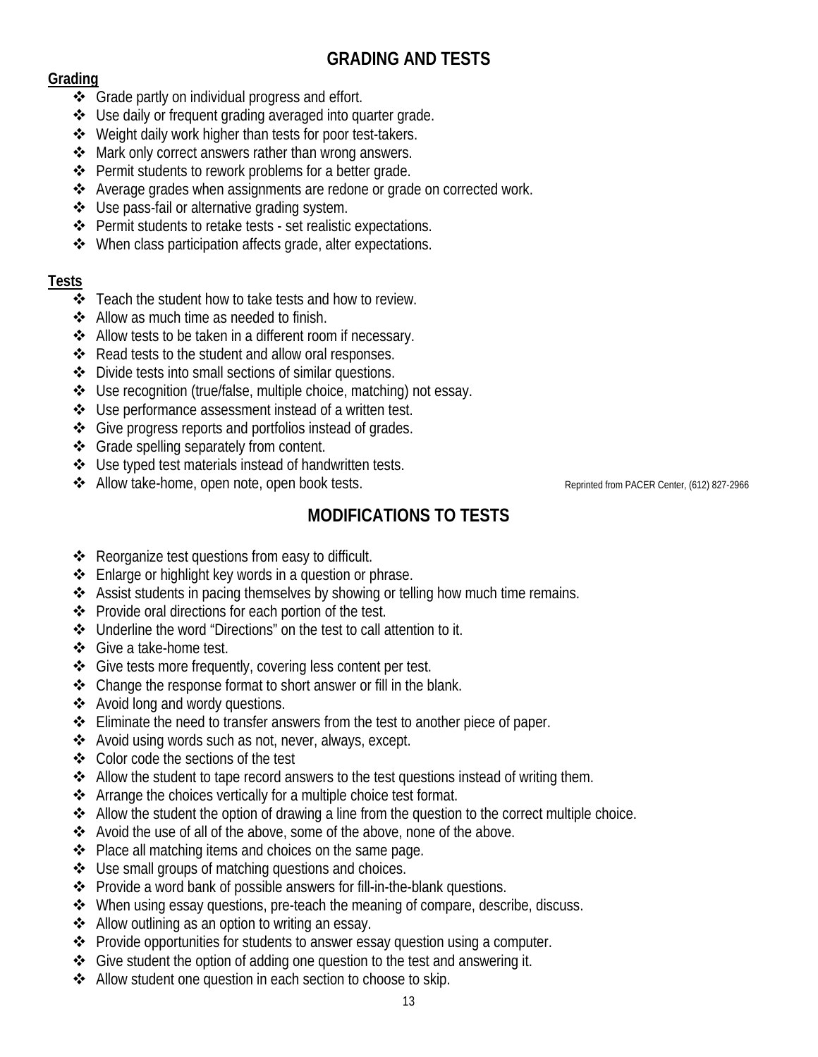# GRADING AND TESTS

## Grading

- Grade partly on individual progress and effort.
- Use daily or frequent grading averaged into quarter grade.
- Weight daily work higher than tests for poor test-takers.
- Mark only correct answers rather than wrong answers.
- Permit students to rework problems for a better grade.
- Average grades when assignments are redone or grade on corrected work.
- Use pass-fail or alternative grading system.
- Permit students to retake tests - set realistic expectations.
- When class participation affects grade, alter expectations.

## Tests

- Teach the student how to take tests and how to review.
- Allow as much time as needed to finish.
- Allow tests to be taken in a different room if necessary.
- Read tests to the student and allow oral responses.
- Divide tests into small sections of similar questions.
- Use recognition (true/false, multiple choice, matching) not essay.
- Use performance assessment instead of a written test.
- Give progress reports and portfolios instead of grades.
- Grade spelling separately from content.
- Use typed test materials instead of handwritten tests.
- Allow take-home, open note, open book tests.

Reprinted from PACER Center, (612) 827-2966

# MODIFICATIONS TO TESTS

- Reorganize test questions from easy to difficult.
- Enlarge or highlight key words in a question or phrase.
- Assist students in pacing themselves by showing or telling how much time remains.
- Provide oral directions for each portion of the test.
- Underline the word "Directions" on the test to call attention to it.
- Give a take-home test.
- Give tests more frequently, covering less content per test.
- Change the response format to short answer or fill in the blank.
- Avoid long and wordy questions.
- Eliminate the need to transfer answers from the test to another piece of paper.
- Avoid using words such as not, never, always, except.
- Color code the sections of the test
- Allow the student to tape record answers to the test questions instead of writing them.
- Arrange the choices vertically for a multiple choice test format.
- Allow the student the option of drawing a line from the question to the correct multiple choice.
- Avoid the use of all of the above, some of the above, none of the above.
- Place all matching items and choices on the same page.
- Use small groups of matching questions and choices.
- Provide a word bank of possible answers for fill-in-the-blank questions.
- When using essay questions, pre-teach the meaning of compare, describe, discuss.
- Allow outlining as an option to writing an essay.
- Provide opportunities for students to answer essay question using a computer.
- Give student the option of adding one question to the test and answering it.
- Allow student one question in each section to choose to skip.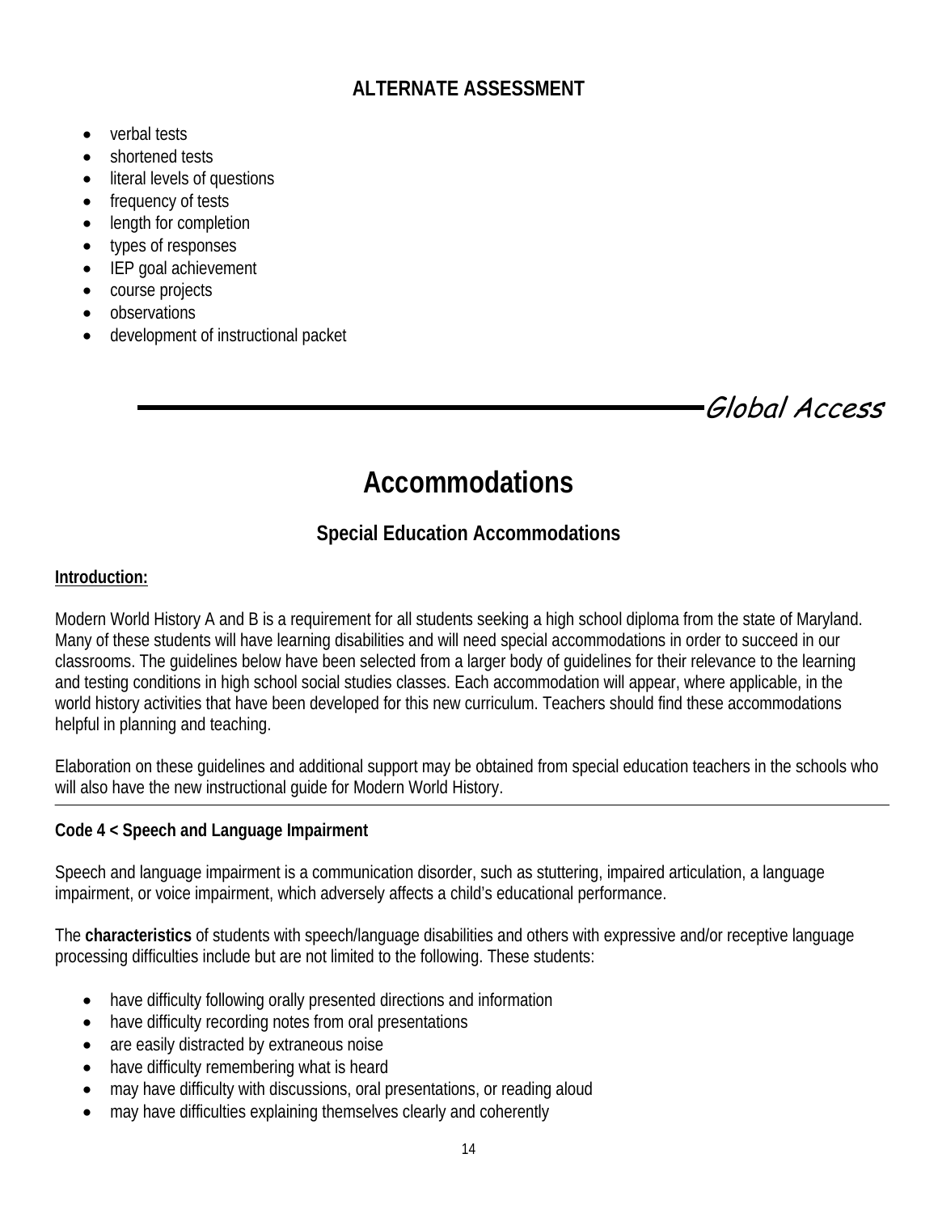## ALTERNATE ASSESSMENT

- verbal tests
- shortened tests
- literal levels of questions
- frequency of tests
- length for completion
- types of responses
- IEP goal achievement
- course projects
- observations
- development of instructional packet

*Global Access*

# Accommodations

## Special Education Accommodations

**Introduction:**

Modern World History A and B is a requirement for all students seeking a high school diploma from the state of Maryland. Many of these students will have learning disabilities and will need special accommodations in order to succeed in our classrooms. The guidelines below have been selected from a larger body of guidelines for their relevance to the learning and testing conditions in high school social studies classes. Each accommodation will appear, where applicable, in the world history activities that have been developed for this new curriculum. Teachers should find these accommodations helpful in planning and teaching.

Elaboration on these guidelines and additional support may be obtained from special education teachers in the schools who will also have the new instructional guide for Modern World History.

---

**Code 4 < Speech and Language Impairment**

Speech and language impairment is a communication disorder, such as stuttering, impaired articulation, a language impairment, or voice impairment, which adversely affects a child's educational performance.

The **characteristics** of students with speech/language disabilities and others with expressive and/or receptive language processing difficulties include but are not limited to the following. These students:

- have difficulty following orally presented directions and information
- have difficulty recording notes from oral presentations
- are easily distracted by extraneous noise
- have difficulty remembering what is heard
- may have difficulty with discussions, oral presentations, or reading aloud
- may have difficulties explaining themselves clearly and coherently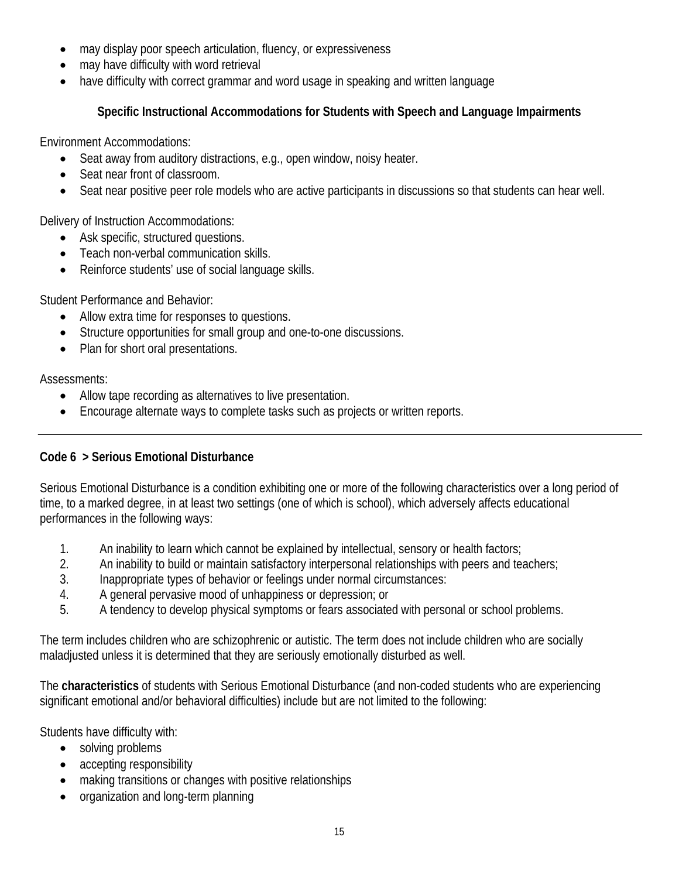- may display poor speech articulation, fluency, or expressiveness
- may have difficulty with word retrieval
- have difficulty with correct grammar and word usage in speaking and written language

**Specific Instructional Accommodations for Students with Speech and Language Impairments**

Environment Accommodations:

- Seat away from auditory distractions, e.g., open window, noisy heater.
- Seat near front of classroom.
- Seat near positive peer role models who are active participants in discussions so that students can hear well.

Delivery of Instruction Accommodations:

- Ask specific, structured questions.
- Teach non-verbal communication skills.
- Reinforce students' use of social language skills.

Student Performance and Behavior:

- Allow extra time for responses to questions.
- Structure opportunities for small group and one-to-one discussions.
- Plan for short oral presentations.

Assessments:

- Allow tape recording as alternatives to live presentation.
- Encourage alternate ways to complete tasks such as projects or written reports.

---

**Code 6 > Serious Emotional Disturbance**

Serious Emotional Disturbance is a condition exhibiting one or more of the following characteristics over a long period of time, to a marked degree, in at least two settings (one of which is school), which adversely affects educational performances in the following ways:

1. An inability to learn which cannot be explained by intellectual, sensory or health factors;
2. An inability to build or maintain satisfactory interpersonal relationships with peers and teachers;
3. Inappropriate types of behavior or feelings under normal circumstances:
4. A general pervasive mood of unhappiness or depression; or
5. A tendency to develop physical symptoms or fears associated with personal or school problems.

The term includes children who are schizophrenic or autistic. The term does not include children who are socially maladjusted unless it is determined that they are seriously emotionally disturbed as well.

The **characteristics** of students with Serious Emotional Disturbance (and non-coded students who are experiencing significant emotional and/or behavioral difficulties) include but are not limited to the following:

Students have difficulty with:

- solving problems
- accepting responsibility
- making transitions or changes with positive relationships
- organization and long-term planning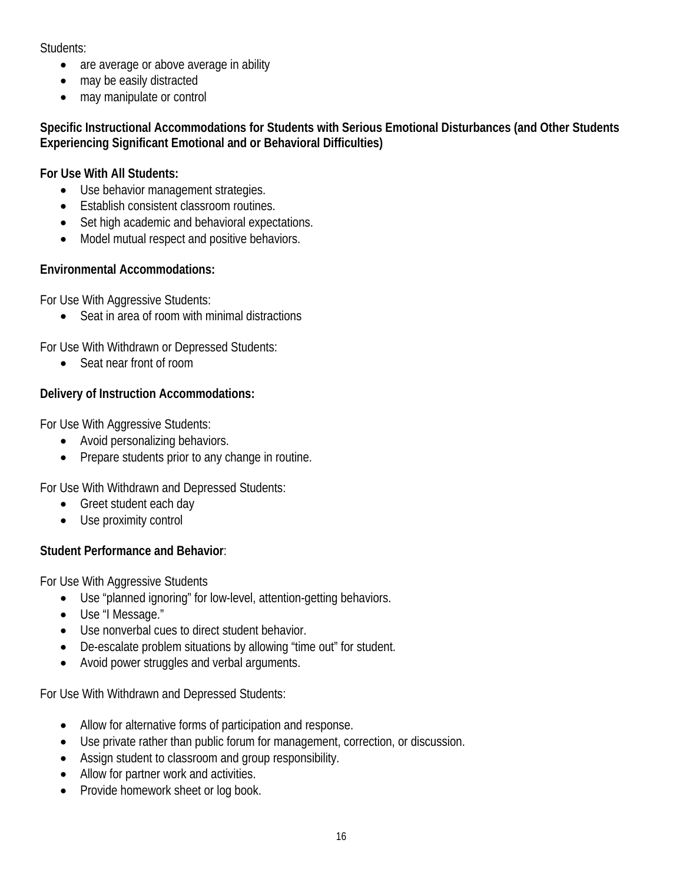Students:

- are average or above average in ability
- may be easily distracted
- may manipulate or control

**Specific Instructional Accommodations for Students with Serious Emotional Disturbances (and Other Students Experiencing Significant Emotional and or Behavioral Difficulties)**

**For Use With All Students:**

- Use behavior management strategies.
- Establish consistent classroom routines.
- Set high academic and behavioral expectations.
- Model mutual respect and positive behaviors.

**Environmental Accommodations:**

For Use With Aggressive Students:

- Seat in area of room with minimal distractions

For Use With Withdrawn or Depressed Students:

- Seat near front of room

**Delivery of Instruction Accommodations:**

For Use With Aggressive Students:

- Avoid personalizing behaviors.
- Prepare students prior to any change in routine.

For Use With Withdrawn and Depressed Students:

- Greet student each day
- Use proximity control

**Student Performance and Behavior**:

For Use With Aggressive Students

- Use "planned ignoring" for low-level, attention-getting behaviors.
- Use "I Message."
- Use nonverbal cues to direct student behavior.
- De-escalate problem situations by allowing "time out" for student.
- Avoid power struggles and verbal arguments.

For Use With Withdrawn and Depressed Students:

- Allow for alternative forms of participation and response.
- Use private rather than public forum for management, correction, or discussion.
- Assign student to classroom and group responsibility.
- Allow for partner work and activities.
- Provide homework sheet or log book.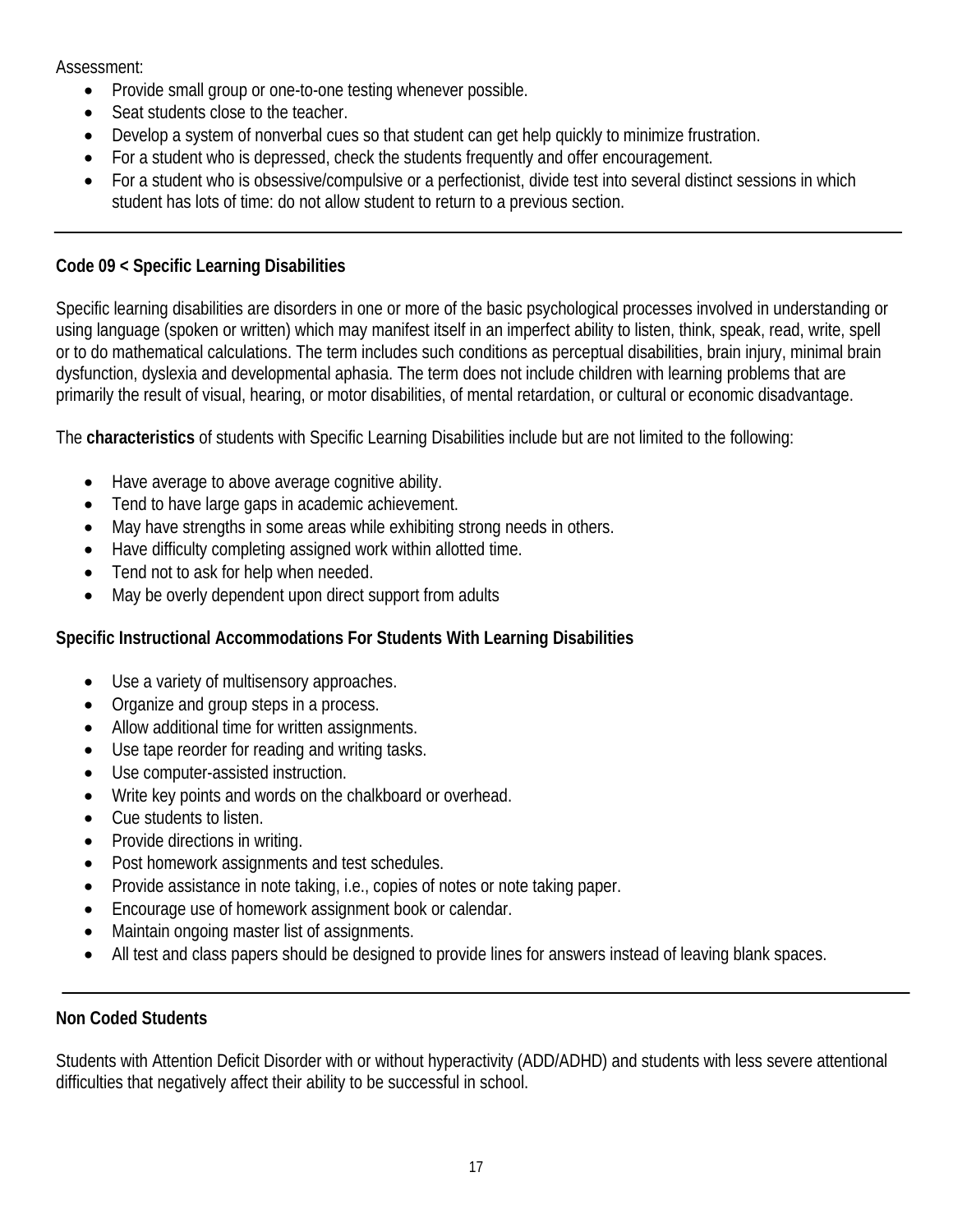Assessment:

- Provide small group or one-to-one testing whenever possible.
- Seat students close to the teacher.
- Develop a system of nonverbal cues so that student can get help quickly to minimize frustration.
- For a student who is depressed, check the students frequently and offer encouragement.
- For a student who is obsessive/compulsive or a perfectionist, divide test into several distinct sessions in which student has lots of time: do not allow student to return to a previous section.

---

**Code 09 < Specific Learning Disabilities**

Specific learning disabilities are disorders in one or more of the basic psychological processes involved in understanding or using language (spoken or written) which may manifest itself in an imperfect ability to listen, think, speak, read, write, spell or to do mathematical calculations. The term includes such conditions as perceptual disabilities, brain injury, minimal brain dysfunction, dyslexia and developmental aphasia. The term does not include children with learning problems that are primarily the result of visual, hearing, or motor disabilities, of mental retardation, or cultural or economic disadvantage.

The **characteristics** of students with Specific Learning Disabilities include but are not limited to the following:

- Have average to above average cognitive ability.
- Tend to have large gaps in academic achievement.
- May have strengths in some areas while exhibiting strong needs in others.
- Have difficulty completing assigned work within allotted time.
- Tend not to ask for help when needed.
- May be overly dependent upon direct support from adults

**Specific Instructional Accommodations For Students With Learning Disabilities**

- Use a variety of multisensory approaches.
- Organize and group steps in a process.
- Allow additional time for written assignments.
- Use tape reorder for reading and writing tasks.
- Use computer-assisted instruction.
- Write key points and words on the chalkboard or overhead.
- Cue students to listen.
- Provide directions in writing.
- Post homework assignments and test schedules.
- Provide assistance in note taking, i.e., copies of notes or note taking paper.
- Encourage use of homework assignment book or calendar.
- Maintain ongoing master list of assignments.
- All test and class papers should be designed to provide lines for answers instead of leaving blank spaces.

---

**Non Coded Students**

Students with Attention Deficit Disorder with or without hyperactivity (ADD/ADHD) and students with less severe attentional difficulties that negatively affect their ability to be successful in school.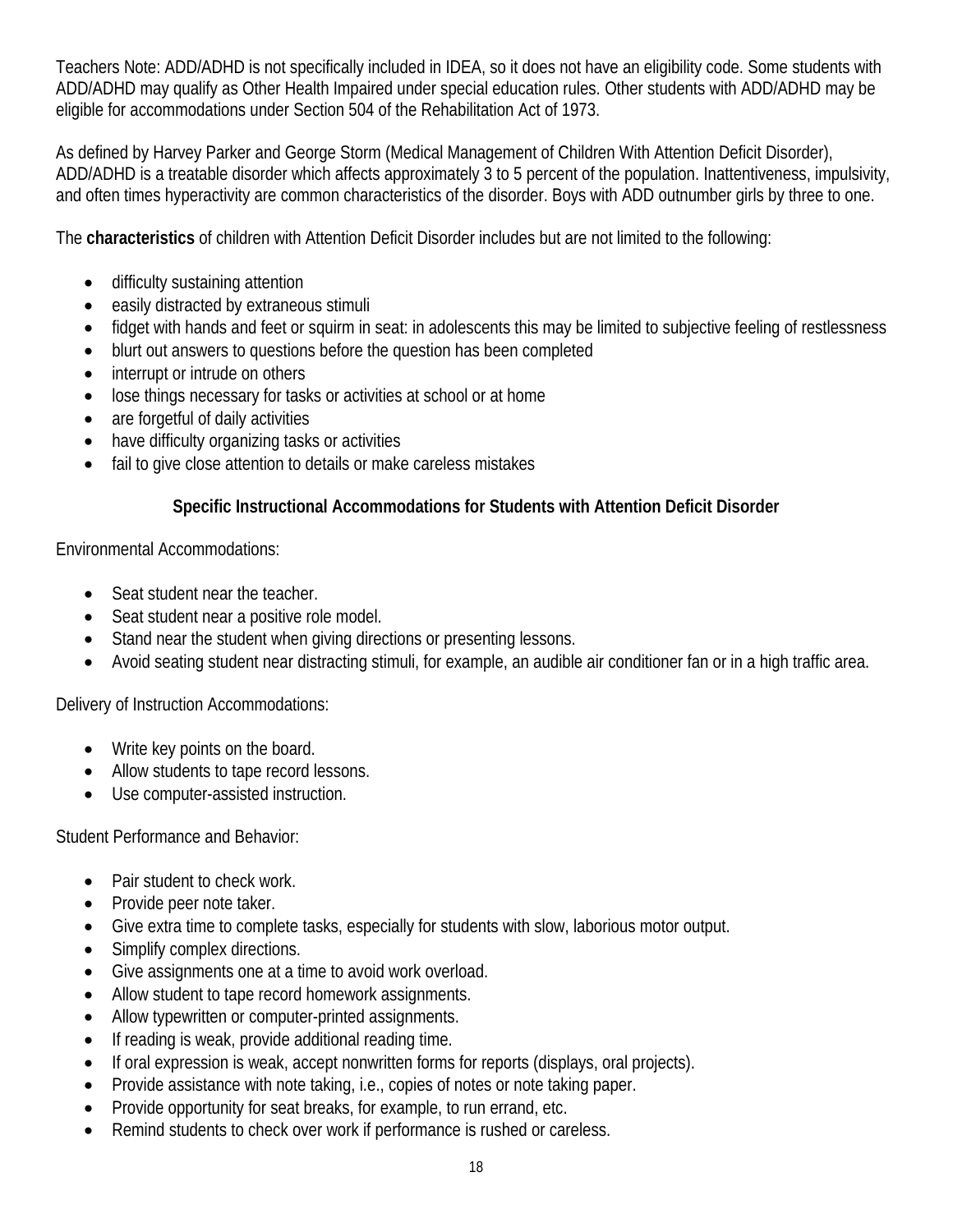Teachers Note: ADD/ADHD is not specifically included in IDEA, so it does not have an eligibility code. Some students with ADD/ADHD may qualify as Other Health Impaired under special education rules. Other students with ADD/ADHD may be eligible for accommodations under Section 504 of the Rehabilitation Act of 1973.

As defined by Harvey Parker and George Storm (Medical Management of Children With Attention Deficit Disorder), ADD/ADHD is a treatable disorder which affects approximately 3 to 5 percent of the population. Inattentiveness, impulsivity, and often times hyperactivity are common characteristics of the disorder. Boys with ADD outnumber girls by three to one.

The **characteristics** of children with Attention Deficit Disorder includes but are not limited to the following:

- difficulty sustaining attention
- easily distracted by extraneous stimuli
- fidget with hands and feet or squirm in seat: in adolescents this may be limited to subjective feeling of restlessness
- blurt out answers to questions before the question has been completed
- interrupt or intrude on others
- lose things necessary for tasks or activities at school or at home
- are forgetful of daily activities
- have difficulty organizing tasks or activities
- fail to give close attention to details or make careless mistakes

## Specific Instructional Accommodations for Students with Attention Deficit Disorder

Environmental Accommodations:

- Seat student near the teacher.
- Seat student near a positive role model.
- Stand near the student when giving directions or presenting lessons.
- Avoid seating student near distracting stimuli, for example, an audible air conditioner fan or in a high traffic area.

Delivery of Instruction Accommodations:

- Write key points on the board.
- Allow students to tape record lessons.
- Use computer-assisted instruction.

Student Performance and Behavior:

- Pair student to check work.
- Provide peer note taker.
- Give extra time to complete tasks, especially for students with slow, laborious motor output.
- Simplify complex directions.
- Give assignments one at a time to avoid work overload.
- Allow student to tape record homework assignments.
- Allow typewritten or computer-printed assignments.
- If reading is weak, provide additional reading time.
- If oral expression is weak, accept nonwritten forms for reports (displays, oral projects).
- Provide assistance with note taking, i.e., copies of notes or note taking paper.
- Provide opportunity for seat breaks, for example, to run errand, etc.
- Remind students to check over work if performance is rushed or careless.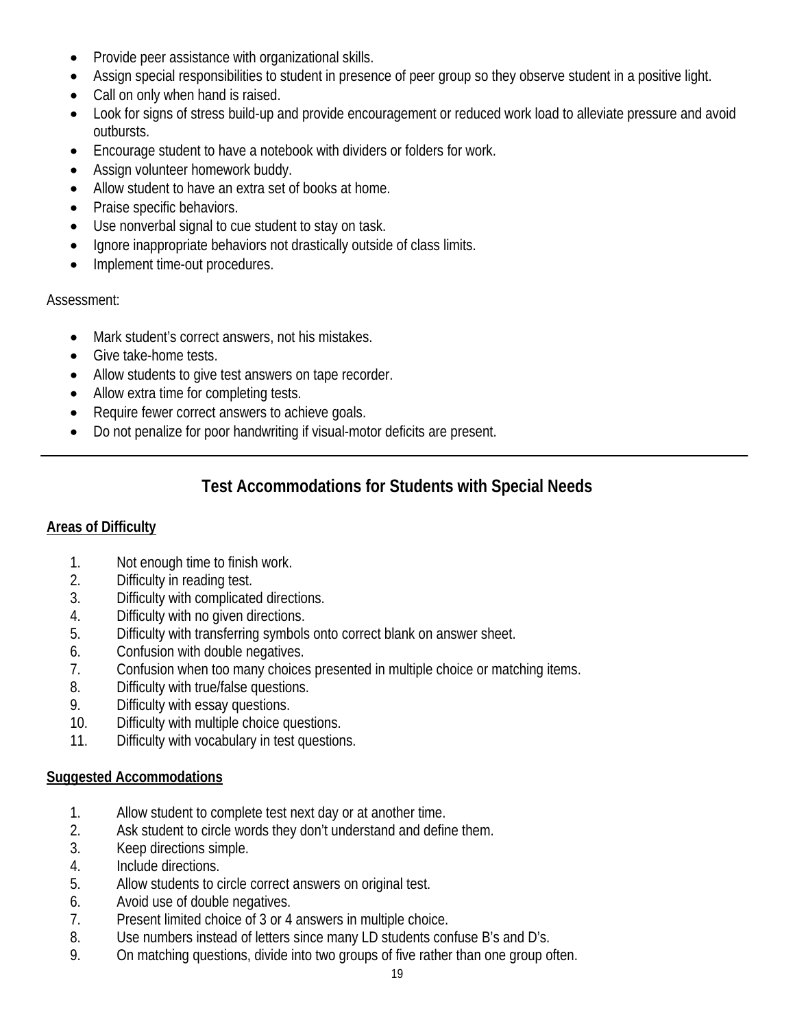- Provide peer assistance with organizational skills.
- Assign special responsibilities to student in presence of peer group so they observe student in a positive light.
- Call on only when hand is raised.
- Look for signs of stress build-up and provide encouragement or reduced work load to alleviate pressure and avoid outbursts.
- Encourage student to have a notebook with dividers or folders for work.
- Assign volunteer homework buddy.
- Allow student to have an extra set of books at home.
- Praise specific behaviors.
- Use nonverbal signal to cue student to stay on task.
- Ignore inappropriate behaviors not drastically outside of class limits.
- Implement time-out procedures.

Assessment:

- Mark student's correct answers, not his mistakes.
- Give take-home tests.
- Allow students to give test answers on tape recorder.
- Allow extra time for completing tests.
- Require fewer correct answers to achieve goals.
- Do not penalize for poor handwriting if visual-motor deficits are present.

---

## Test Accommodations for Students with Special Needs

**Areas of Difficulty**

1. Not enough time to finish work.
2. Difficulty in reading test.
3. Difficulty with complicated directions.
4. Difficulty with no given directions.
5. Difficulty with transferring symbols onto correct blank on answer sheet.
6. Confusion with double negatives.
7. Confusion when too many choices presented in multiple choice or matching items.
8. Difficulty with true/false questions.
9. Difficulty with essay questions.
10. Difficulty with multiple choice questions.
11. Difficulty with vocabulary in test questions.

**Suggested Accommodations**

1. Allow student to complete test next day or at another time.
2. Ask student to circle words they don't understand and define them.
3. Keep directions simple.
4. Include directions.
5. Allow students to circle correct answers on original test.
6. Avoid use of double negatives.
7. Present limited choice of 3 or 4 answers in multiple choice.
8. Use numbers instead of letters since many LD students confuse B's and D's.
9. On matching questions, divide into two groups of five rather than one group often.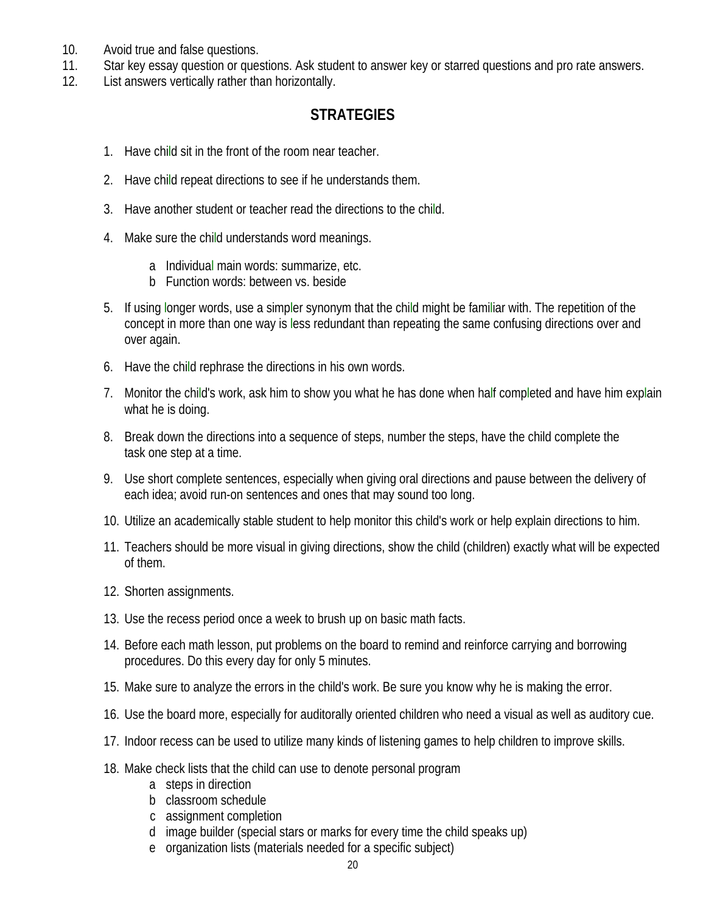10. Avoid true and false questions.
11. Star key essay question or questions. Ask student to answer key or starred questions and pro rate answers.
12. List answers vertically rather than horizontally.

## STRATEGIES

1. Have child sit in the front of the room near teacher.

2. Have child repeat directions to see if he understands them.

3. Have another student or teacher read the directions to the child.

4. Make sure the child understands word meanings.

   a Individual main words: summarize, etc.
   b Function words: between vs. beside

5. If using longer words, use a simpler synonym that the child might be familiar with. The repetition of the concept in more than one way is less redundant than repeating the same confusing directions over and over again.

6. Have the child rephrase the directions in his own words.

7. Monitor the child's work, ask him to show you what he has done when half completed and have him explain what he is doing.

8. Break down the directions into a sequence of steps, number the steps, have the child complete the task one step at a time.

9. Use short complete sentences, especially when giving oral directions and pause between the delivery of each idea; avoid run-on sentences and ones that may sound too long.

10. Utilize an academically stable student to help monitor this child's work or help explain directions to him.

11. Teachers should be more visual in giving directions, show the child (children) exactly what will be expected of them.

12. Shorten assignments.

13. Use the recess period once a week to brush up on basic math facts.

14. Before each math lesson, put problems on the board to remind and reinforce carrying and borrowing procedures. Do this every day for only 5 minutes.

15. Make sure to analyze the errors in the child's work. Be sure you know why he is making the error.

16. Use the board more, especially for auditorally oriented children who need a visual as well as auditory cue.

17. Indoor recess can be used to utilize many kinds of listening games to help children to improve skills.

18. Make check lists that the child can use to denote personal program
    a steps in direction
    b classroom schedule
    c assignment completion
    d image builder (special stars or marks for every time the child speaks up)
    e organization lists (materials needed for a specific subject)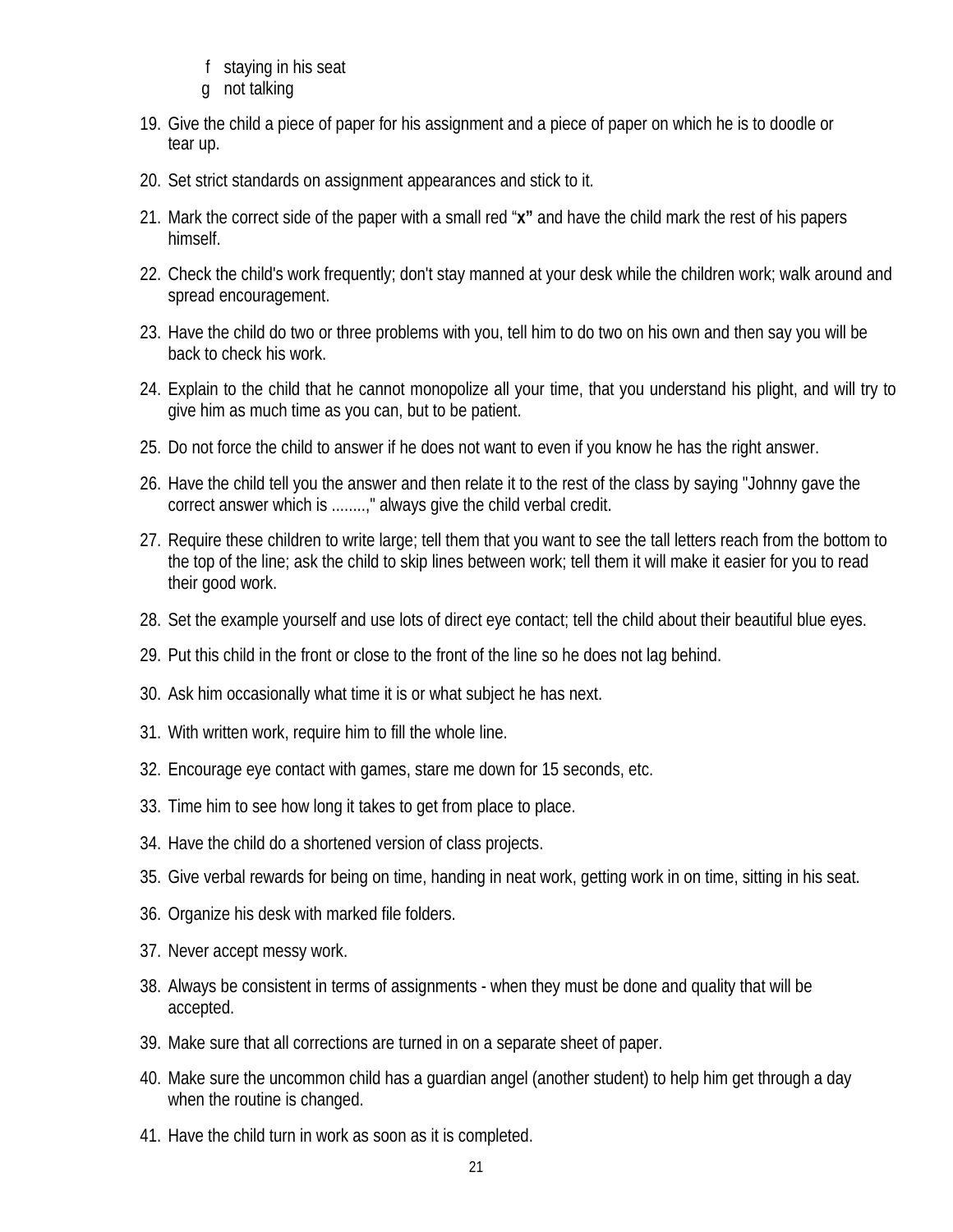f. staying in his seat
g. not talking

19. Give the child a piece of paper for his assignment and a piece of paper on which he is to doodle or tear up.
20. Set strict standards on assignment appearances and stick to it.
21. Mark the correct side of the paper with a small red "**x**" and have the child mark the rest of his papers himself.
22. Check the child's work frequently; don't stay manned at your desk while the children work; walk around and spread encouragement.
23. Have the child do two or three problems with you, tell him to do two on his own and then say you will be back to check his work.
24. Explain to the child that he cannot monopolize all your time, that you understand his plight, and will try to give him as much time as you can, but to be patient.
25. Do not force the child to answer if he does not want to even if you know he has the right answer.
26. Have the child tell you the answer and then relate it to the rest of the class by saying "Johnny gave the correct answer which is ........," always give the child verbal credit.
27. Require these children to write large; tell them that you want to see the tall letters reach from the bottom to the top of the line; ask the child to skip lines between work; tell them it will make it easier for you to read their good work.
28. Set the example yourself and use lots of direct eye contact; tell the child about their beautiful blue eyes.
29. Put this child in the front or close to the front of the line so he does not lag behind.
30. Ask him occasionally what time it is or what subject he has next.
31. With written work, require him to fill the whole line.
32. Encourage eye contact with games, stare me down for 15 seconds, etc.
33. Time him to see how long it takes to get from place to place.
34. Have the child do a shortened version of class projects.
35. Give verbal rewards for being on time, handing in neat work, getting work in on time, sitting in his seat.
36. Organize his desk with marked file folders.
37. Never accept messy work.
38. Always be consistent in terms of assignments - when they must be done and quality that will be accepted.
39. Make sure that all corrections are turned in on a separate sheet of paper.
40. Make sure the uncommon child has a guardian angel (another student) to help him get through a day when the routine is changed.
41. Have the child turn in work as soon as it is completed.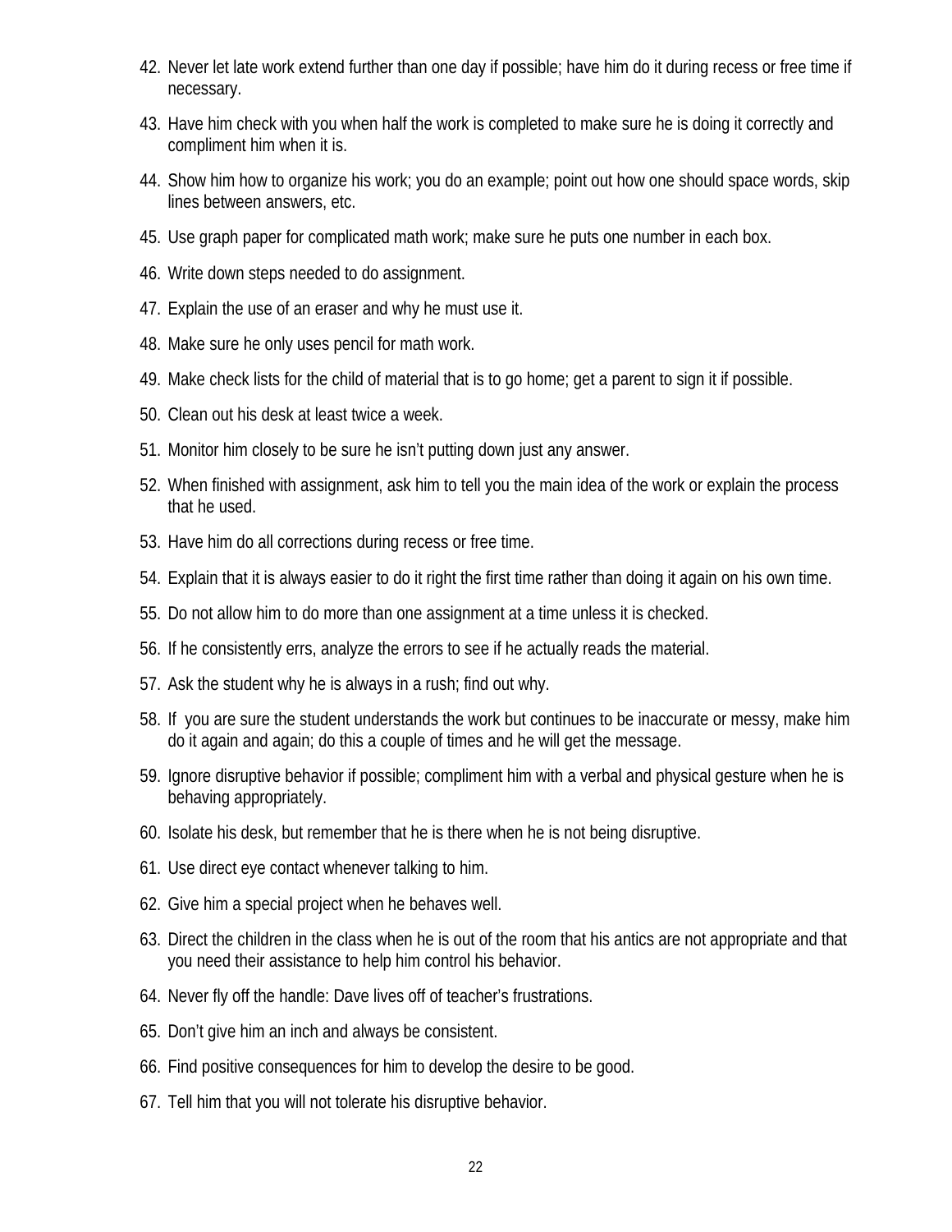42. Never let late work extend further than one day if possible; have him do it during recess or free time if necessary.
43. Have him check with you when half the work is completed to make sure he is doing it correctly and compliment him when it is.
44. Show him how to organize his work; you do an example; point out how one should space words, skip lines between answers, etc.
45. Use graph paper for complicated math work; make sure he puts one number in each box.
46. Write down steps needed to do assignment.
47. Explain the use of an eraser and why he must use it.
48. Make sure he only uses pencil for math work.
49. Make check lists for the child of material that is to go home; get a parent to sign it if possible.
50. Clean out his desk at least twice a week.
51. Monitor him closely to be sure he isn't putting down just any answer.
52. When finished with assignment, ask him to tell you the main idea of the work or explain the process that he used.
53. Have him do all corrections during recess or free time.
54. Explain that it is always easier to do it right the first time rather than doing it again on his own time.
55. Do not allow him to do more than one assignment at a time unless it is checked.
56. If he consistently errs, analyze the errors to see if he actually reads the material.
57. Ask the student why he is always in a rush; find out why.
58. If you are sure the student understands the work but continues to be inaccurate or messy, make him do it again and again; do this a couple of times and he will get the message.
59. Ignore disruptive behavior if possible; compliment him with a verbal and physical gesture when he is behaving appropriately.
60. Isolate his desk, but remember that he is there when he is not being disruptive.
61. Use direct eye contact whenever talking to him.
62. Give him a special project when he behaves well.
63. Direct the children in the class when he is out of the room that his antics are not appropriate and that you need their assistance to help him control his behavior.
64. Never fly off the handle: Dave lives off of teacher's frustrations.
65. Don't give him an inch and always be consistent.
66. Find positive consequences for him to develop the desire to be good.
67. Tell him that you will not tolerate his disruptive behavior.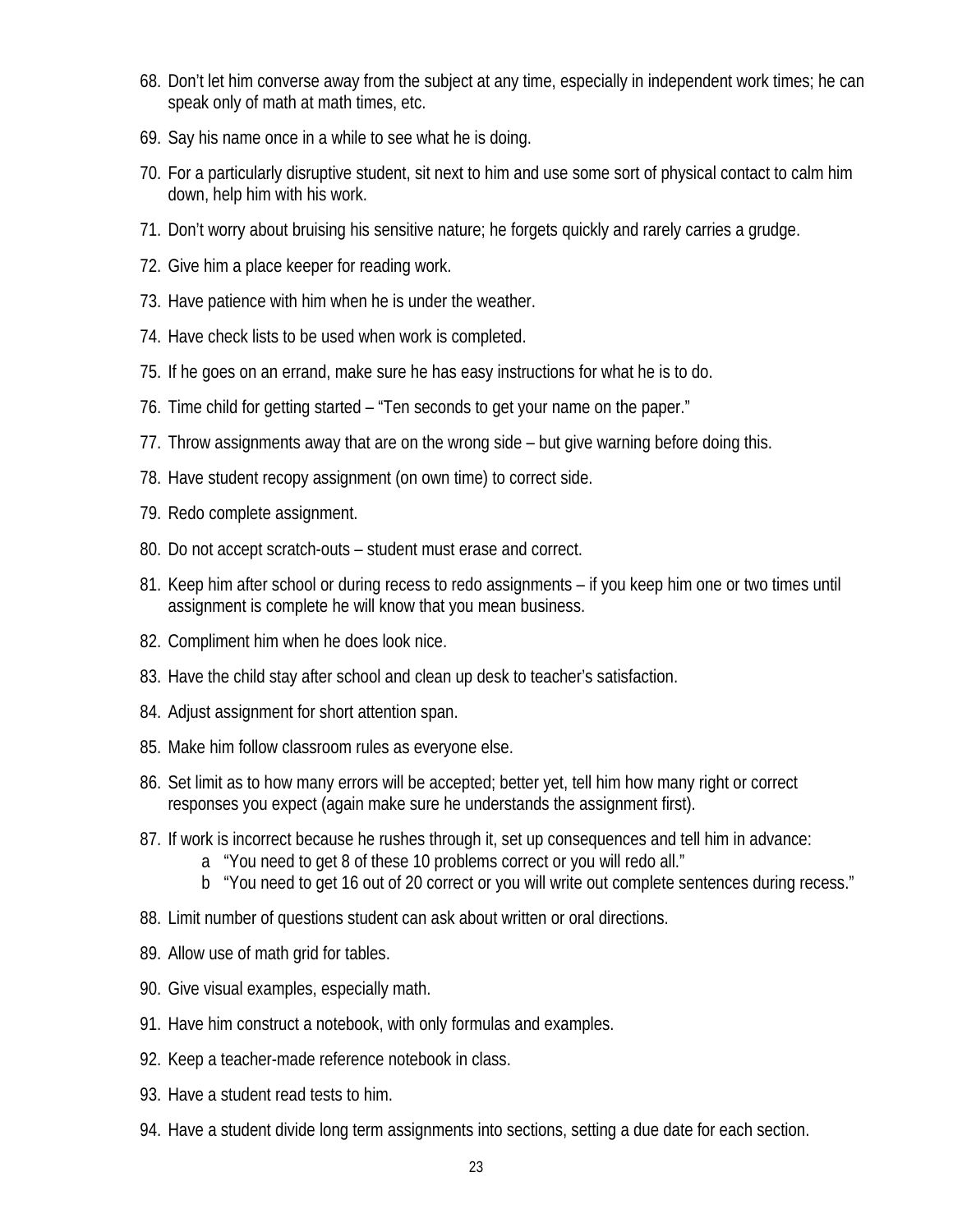68. Don't let him converse away from the subject at any time, especially in independent work times; he can speak only of math at math times, etc.

69. Say his name once in a while to see what he is doing.

70. For a particularly disruptive student, sit next to him and use some sort of physical contact to calm him down, help him with his work.

71. Don't worry about bruising his sensitive nature; he forgets quickly and rarely carries a grudge.

72. Give him a place keeper for reading work.

73. Have patience with him when he is under the weather.

74. Have check lists to be used when work is completed.

75. If he goes on an errand, make sure he has easy instructions for what he is to do.

76. Time child for getting started – "Ten seconds to get your name on the paper."

77. Throw assignments away that are on the wrong side – but give warning before doing this.

78. Have student recopy assignment (on own time) to correct side.

79. Redo complete assignment.

80. Do not accept scratch-outs – student must erase and correct.

81. Keep him after school or during recess to redo assignments – if you keep him one or two times until assignment is complete he will know that you mean business.

82. Compliment him when he does look nice.

83. Have the child stay after school and clean up desk to teacher's satisfaction.

84. Adjust assignment for short attention span.

85. Make him follow classroom rules as everyone else.

86. Set limit as to how many errors will be accepted; better yet, tell him how many right or correct responses you expect (again make sure he understands the assignment first).

87. If work is incorrect because he rushes through it, set up consequences and tell him in advance:
    a "You need to get 8 of these 10 problems correct or you will redo all."
    b "You need to get 16 out of 20 correct or you will write out complete sentences during recess."

88. Limit number of questions student can ask about written or oral directions.

89. Allow use of math grid for tables.

90. Give visual examples, especially math.

91. Have him construct a notebook, with only formulas and examples.

92. Keep a teacher-made reference notebook in class.

93. Have a student read tests to him.

94. Have a student divide long term assignments into sections, setting a due date for each section.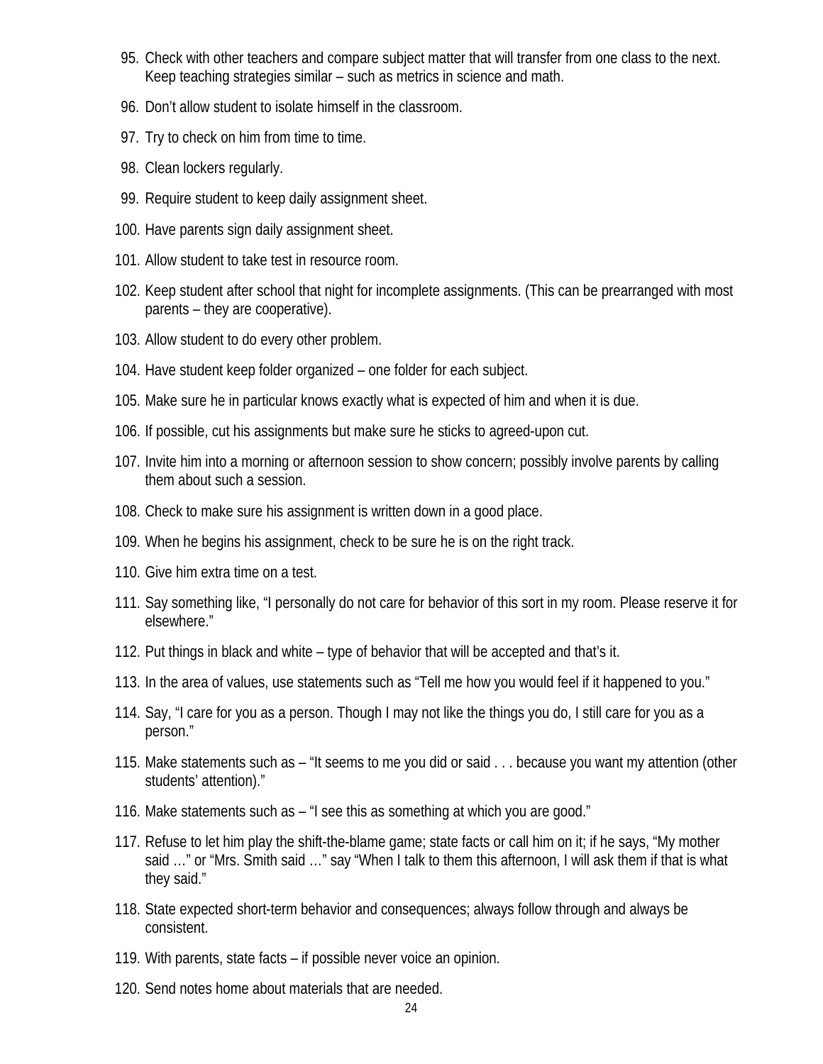95. Check with other teachers and compare subject matter that will transfer from one class to the next. Keep teaching strategies similar – such as metrics in science and math.
96. Don't allow student to isolate himself in the classroom.
97. Try to check on him from time to time.
98. Clean lockers regularly.
99. Require student to keep daily assignment sheet.
100. Have parents sign daily assignment sheet.
101. Allow student to take test in resource room.
102. Keep student after school that night for incomplete assignments. (This can be prearranged with most parents – they are cooperative).
103. Allow student to do every other problem.
104. Have student keep folder organized – one folder for each subject.
105. Make sure he in particular knows exactly what is expected of him and when it is due.
106. If possible, cut his assignments but make sure he sticks to agreed-upon cut.
107. Invite him into a morning or afternoon session to show concern; possibly involve parents by calling them about such a session.
108. Check to make sure his assignment is written down in a good place.
109. When he begins his assignment, check to be sure he is on the right track.
110. Give him extra time on a test.
111. Say something like, "I personally do not care for behavior of this sort in my room. Please reserve it for elsewhere."
112. Put things in black and white – type of behavior that will be accepted and that's it.
113. In the area of values, use statements such as "Tell me how you would feel if it happened to you."
114. Say, "I care for you as a person. Though I may not like the things you do, I still care for you as a person."
115. Make statements such as – "It seems to me you did or said . . . because you want my attention (other students' attention)."
116. Make statements such as – "I see this as something at which you are good."
117. Refuse to let him play the shift-the-blame game; state facts or call him on it; if he says, "My mother said …" or "Mrs. Smith said …" say "When I talk to them this afternoon, I will ask them if that is what they said."
118. State expected short-term behavior and consequences; always follow through and always be consistent.
119. With parents, state facts – if possible never voice an opinion.
120. Send notes home about materials that are needed.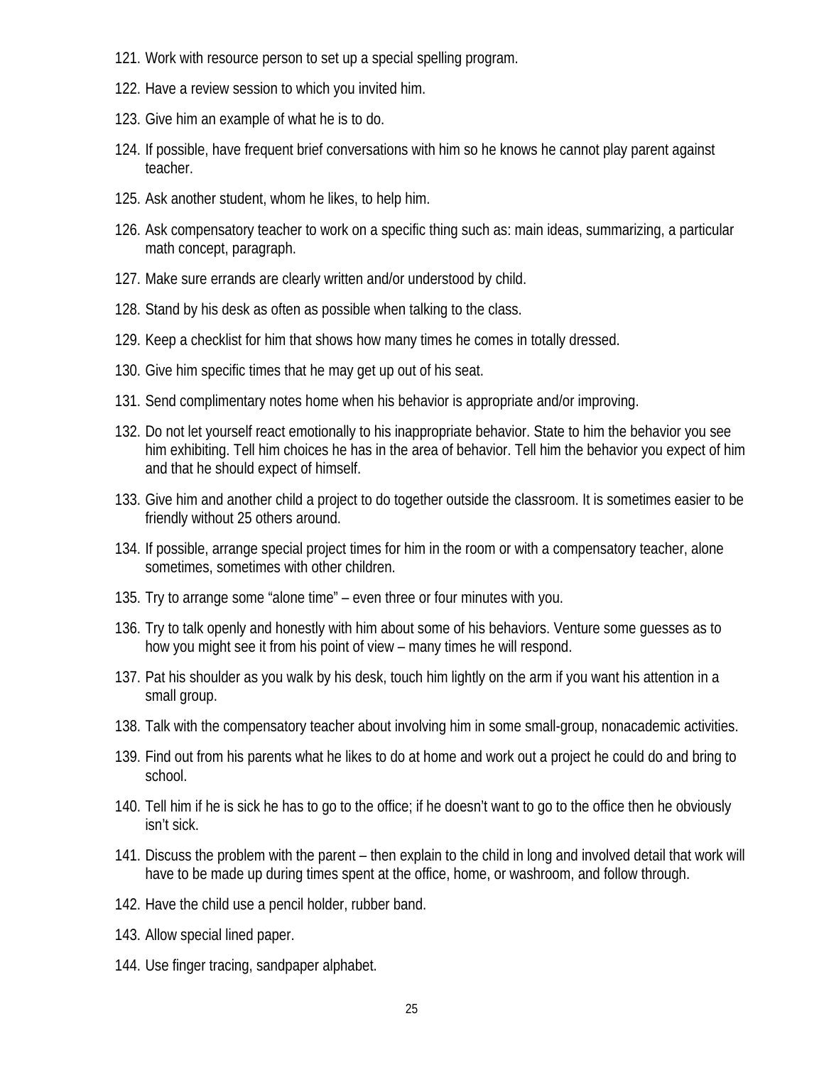121. Work with resource person to set up a special spelling program.
122. Have a review session to which you invited him.
123. Give him an example of what he is to do.
124. If possible, have frequent brief conversations with him so he knows he cannot play parent against teacher.
125. Ask another student, whom he likes, to help him.
126. Ask compensatory teacher to work on a specific thing such as: main ideas, summarizing, a particular math concept, paragraph.
127. Make sure errands are clearly written and/or understood by child.
128. Stand by his desk as often as possible when talking to the class.
129. Keep a checklist for him that shows how many times he comes in totally dressed.
130. Give him specific times that he may get up out of his seat.
131. Send complimentary notes home when his behavior is appropriate and/or improving.
132. Do not let yourself react emotionally to his inappropriate behavior. State to him the behavior you see him exhibiting. Tell him choices he has in the area of behavior. Tell him the behavior you expect of him and that he should expect of himself.
133. Give him and another child a project to do together outside the classroom. It is sometimes easier to be friendly without 25 others around.
134. If possible, arrange special project times for him in the room or with a compensatory teacher, alone sometimes, sometimes with other children.
135. Try to arrange some "alone time" – even three or four minutes with you.
136. Try to talk openly and honestly with him about some of his behaviors. Venture some guesses as to how you might see it from his point of view – many times he will respond.
137. Pat his shoulder as you walk by his desk, touch him lightly on the arm if you want his attention in a small group.
138. Talk with the compensatory teacher about involving him in some small-group, nonacademic activities.
139. Find out from his parents what he likes to do at home and work out a project he could do and bring to school.
140. Tell him if he is sick he has to go to the office; if he doesn't want to go to the office then he obviously isn't sick.
141. Discuss the problem with the parent – then explain to the child in long and involved detail that work will have to be made up during times spent at the office, home, or washroom, and follow through.
142. Have the child use a pencil holder, rubber band.
143. Allow special lined paper.
144. Use finger tracing, sandpaper alphabet.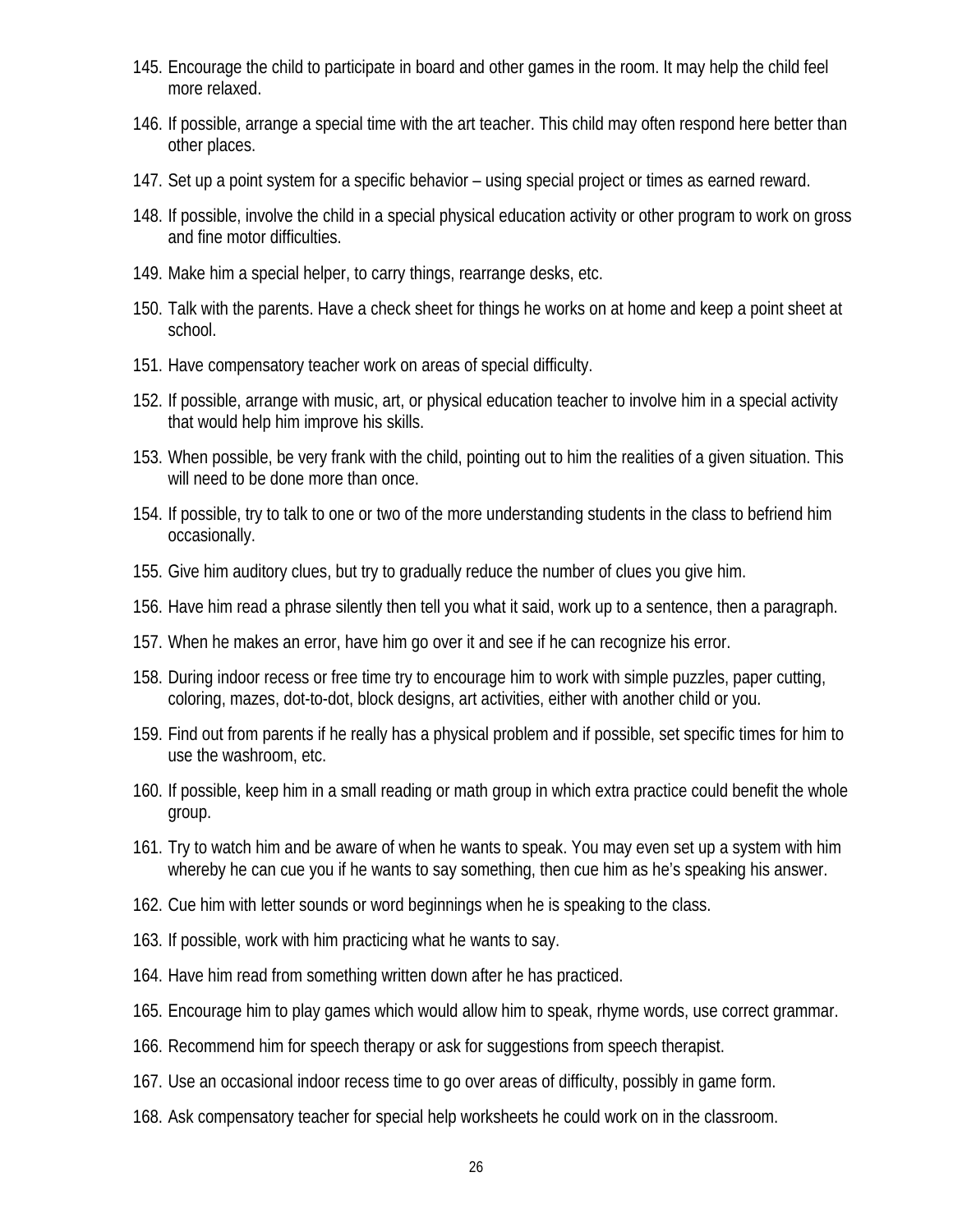145. Encourage the child to participate in board and other games in the room. It may help the child feel more relaxed.
146. If possible, arrange a special time with the art teacher. This child may often respond here better than other places.
147. Set up a point system for a specific behavior – using special project or times as earned reward.
148. If possible, involve the child in a special physical education activity or other program to work on gross and fine motor difficulties.
149. Make him a special helper, to carry things, rearrange desks, etc.
150. Talk with the parents. Have a check sheet for things he works on at home and keep a point sheet at school.
151. Have compensatory teacher work on areas of special difficulty.
152. If possible, arrange with music, art, or physical education teacher to involve him in a special activity that would help him improve his skills.
153. When possible, be very frank with the child, pointing out to him the realities of a given situation. This will need to be done more than once.
154. If possible, try to talk to one or two of the more understanding students in the class to befriend him occasionally.
155. Give him auditory clues, but try to gradually reduce the number of clues you give him.
156. Have him read a phrase silently then tell you what it said, work up to a sentence, then a paragraph.
157. When he makes an error, have him go over it and see if he can recognize his error.
158. During indoor recess or free time try to encourage him to work with simple puzzles, paper cutting, coloring, mazes, dot-to-dot, block designs, art activities, either with another child or you.
159. Find out from parents if he really has a physical problem and if possible, set specific times for him to use the washroom, etc.
160. If possible, keep him in a small reading or math group in which extra practice could benefit the whole group.
161. Try to watch him and be aware of when he wants to speak. You may even set up a system with him whereby he can cue you if he wants to say something, then cue him as he's speaking his answer.
162. Cue him with letter sounds or word beginnings when he is speaking to the class.
163. If possible, work with him practicing what he wants to say.
164. Have him read from something written down after he has practiced.
165. Encourage him to play games which would allow him to speak, rhyme words, use correct grammar.
166. Recommend him for speech therapy or ask for suggestions from speech therapist.
167. Use an occasional indoor recess time to go over areas of difficulty, possibly in game form.
168. Ask compensatory teacher for special help worksheets he could work on in the classroom.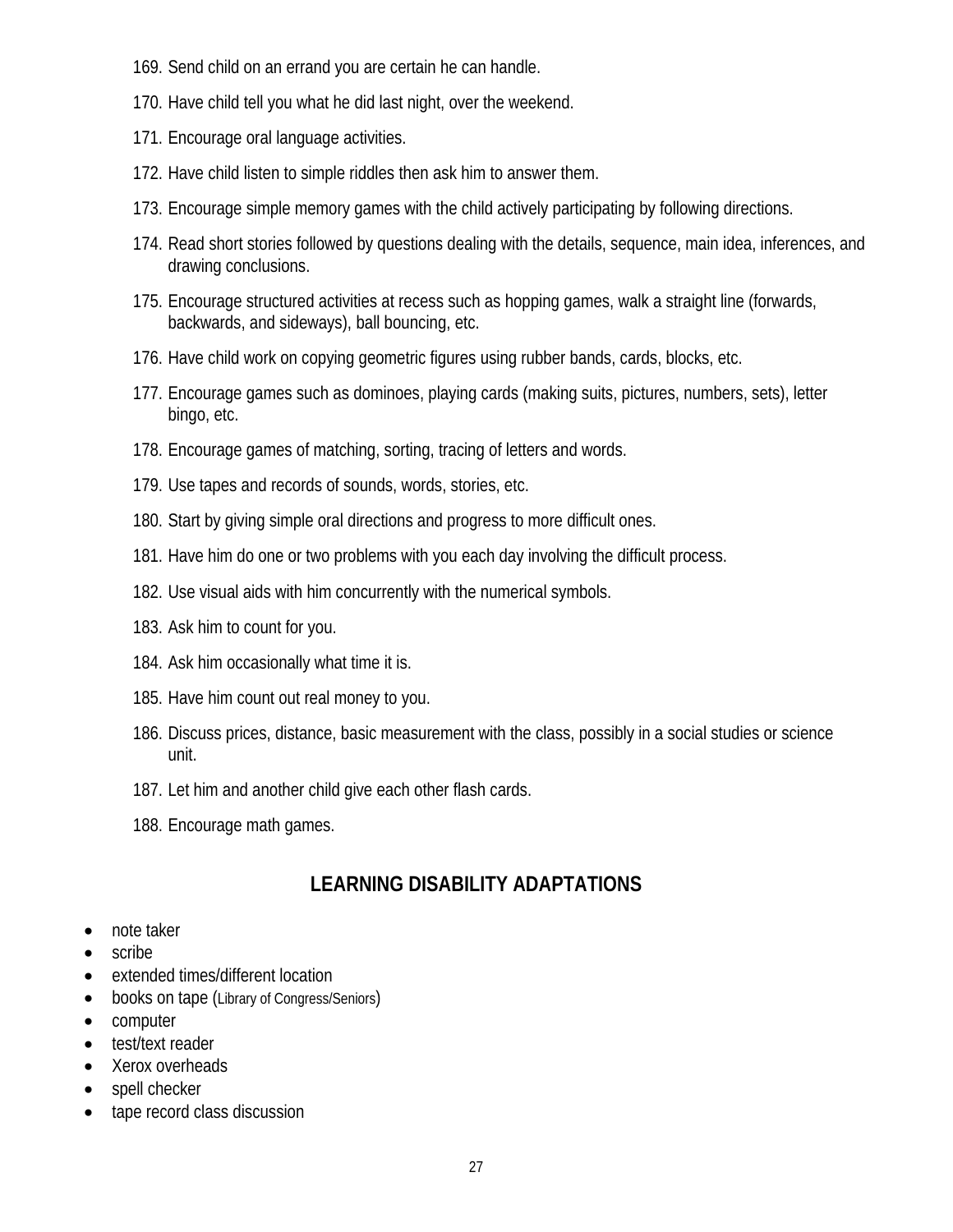169. Send child on an errand you are certain he can handle.
170. Have child tell you what he did last night, over the weekend.
171. Encourage oral language activities.
172. Have child listen to simple riddles then ask him to answer them.
173. Encourage simple memory games with the child actively participating by following directions.
174. Read short stories followed by questions dealing with the details, sequence, main idea, inferences, and drawing conclusions.
175. Encourage structured activities at recess such as hopping games, walk a straight line (forwards, backwards, and sideways), ball bouncing, etc.
176. Have child work on copying geometric figures using rubber bands, cards, blocks, etc.
177. Encourage games such as dominoes, playing cards (making suits, pictures, numbers, sets), letter bingo, etc.
178. Encourage games of matching, sorting, tracing of letters and words.
179. Use tapes and records of sounds, words, stories, etc.
180. Start by giving simple oral directions and progress to more difficult ones.
181. Have him do one or two problems with you each day involving the difficult process.
182. Use visual aids with him concurrently with the numerical symbols.
183. Ask him to count for you.
184. Ask him occasionally what time it is.
185. Have him count out real money to you.
186. Discuss prices, distance, basic measurement with the class, possibly in a social studies or science unit.
187. Let him and another child give each other flash cards.
188. Encourage math games.

## LEARNING DISABILITY ADAPTATIONS

- note taker
- scribe
- extended times/different location
- books on tape (Library of Congress/Seniors)
- computer
- test/text reader
- Xerox overheads
- spell checker
- tape record class discussion